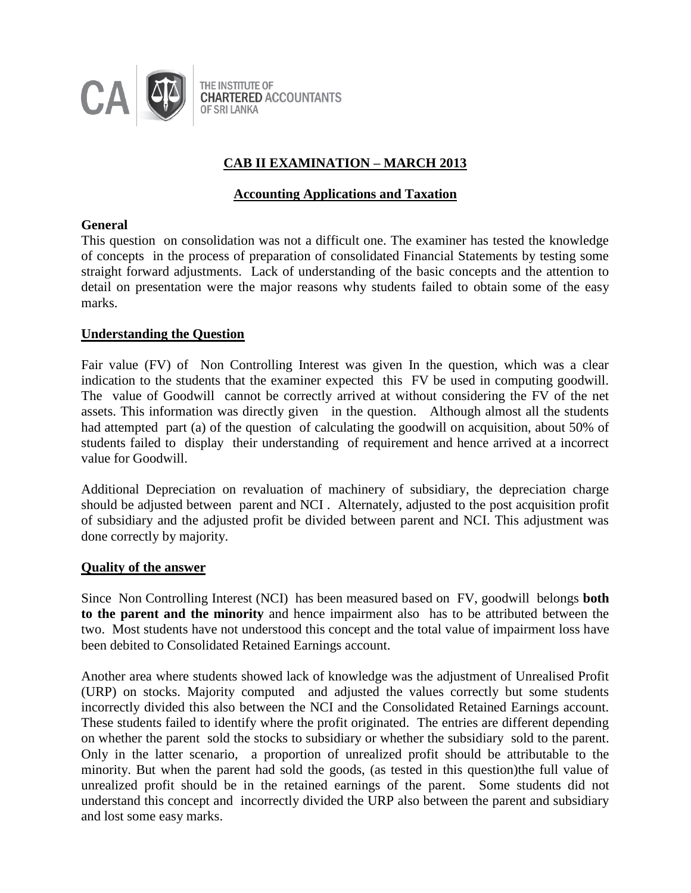THE INSTITUTE OF **CHARTERED** ACCOUNTANTS OF SRI LANKA

# CAB II EXAMINATION – MARCH 2013

## Accounting Applications and Taxation

### General

This question on consolidation was not a difficult one. The examiner has tested the knowledge of concepts in the process of preparation of consolidated Financial Statements by testing some straight forward adjustments. Lack of understanding of the basic concepts and the attention to detail on presentation were the major reasons why students failed to obtain some of the easy marks.

### Understanding the Question

Fair value (FV) of Non Controlling Interest was given In the question, which was a clear indication to the students that the examiner expected this FV be used in computing goodwill. The value of Goodwill cannot be correctly arrived at without considering the FV of the net assets. This information was directly given in the question. Although almost all the students had attempted part (a) of the question of calculating the goodwill on acquisition, about 50% of students failed to display their understanding of requirement and hence arrived at a incorrect value for Goodwill.

Additional Depreciation on revaluation of machinery of subsidiary, the depreciation charge should be adjusted between parent and NCI . Alternately, adjusted to the post acquisition profit of subsidiary and the adjusted profit be divided between parent and NCI. This adjustment was done correctly by majority.

### Quality of the answer

Since Non Controlling Interest (NCI) has been measured based on FV, goodwill belongs **both to the parent and the minority** and hence impairment also has to be attributed between the two. Most students have not understood this concept and the total value of impairment loss have been debited to Consolidated Retained Earnings account.

Another area where students showed lack of knowledge was the adjustment of Unrealised Profit (URP) on stocks. Majority computed and adjusted the values correctly but some students incorrectly divided this also between the NCI and the Consolidated Retained Earnings account. These students failed to identify where the profit originated. The entries are different depending on whether the parent sold the stocks to subsidiary or whether the subsidiary sold to the parent. Only in the latter scenario, a proportion of unrealized profit should be attributable to the minority. But when the parent had sold the goods, (as tested in this question)the full value of unrealized profit should be in the retained earnings of the parent. Some students did not understand this concept and incorrectly divided the URP also between the parent and subsidiary and lost some easy marks.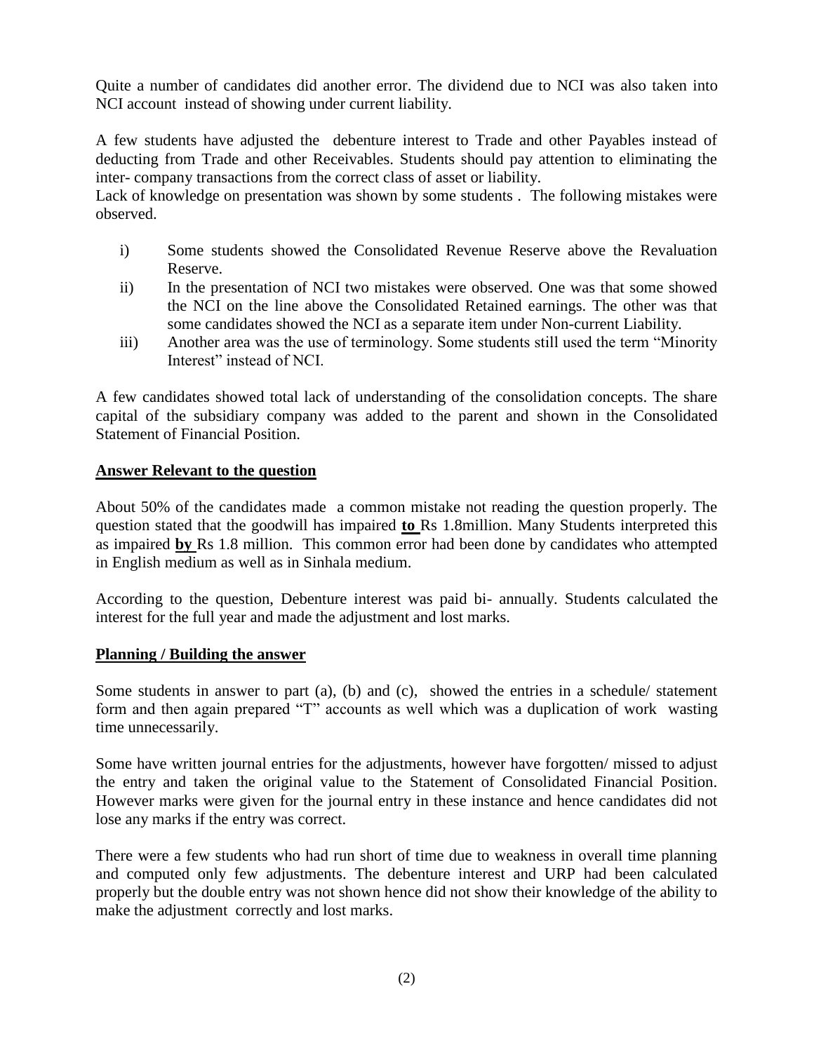Quite a number of candidates did another error. The dividend due to NCI was also taken into NCI account instead of showing under current liability.

A few students have adjusted the debenture interest to Trade and other Payables instead of deducting from Trade and other Receivables. Students should pay attention to eliminating the inter- company transactions from the correct class of asset or liability.
Lack of knowledge on presentation was shown by some students . The following mistakes were observed.

i) Some students showed the Consolidated Revenue Reserve above the Revaluation Reserve.
ii) In the presentation of NCI two mistakes were observed. One was that some showed the NCI on the line above the Consolidated Retained earnings. The other was that some candidates showed the NCI as a separate item under Non-current Liability.
iii) Another area was the use of terminology. Some students still used the term "Minority Interest" instead of NCI.

A few candidates showed total lack of understanding of the consolidation concepts. The share capital of the subsidiary company was added to the parent and shown in the Consolidated Statement of Financial Position.

**Answer Relevant to the question**

About 50% of the candidates made a common mistake not reading the question properly. The question stated that the goodwill has impaired **to** Rs 1.8million. Many Students interpreted this as impaired **by** Rs 1.8 million. This common error had been done by candidates who attempted in English medium as well as in Sinhala medium.

According to the question, Debenture interest was paid bi- annually. Students calculated the interest for the full year and made the adjustment and lost marks.

**Planning / Building the answer**

Some students in answer to part (a), (b) and (c), showed the entries in a schedule/ statement form and then again prepared "T" accounts as well which was a duplication of work wasting time unnecessarily.

Some have written journal entries for the adjustments, however have forgotten/ missed to adjust the entry and taken the original value to the Statement of Consolidated Financial Position. However marks were given for the journal entry in these instance and hence candidates did not lose any marks if the entry was correct.

There were a few students who had run short of time due to weakness in overall time planning and computed only few adjustments. The debenture interest and URP had been calculated properly but the double entry was not shown hence did not show their knowledge of the ability to make the adjustment correctly and lost marks.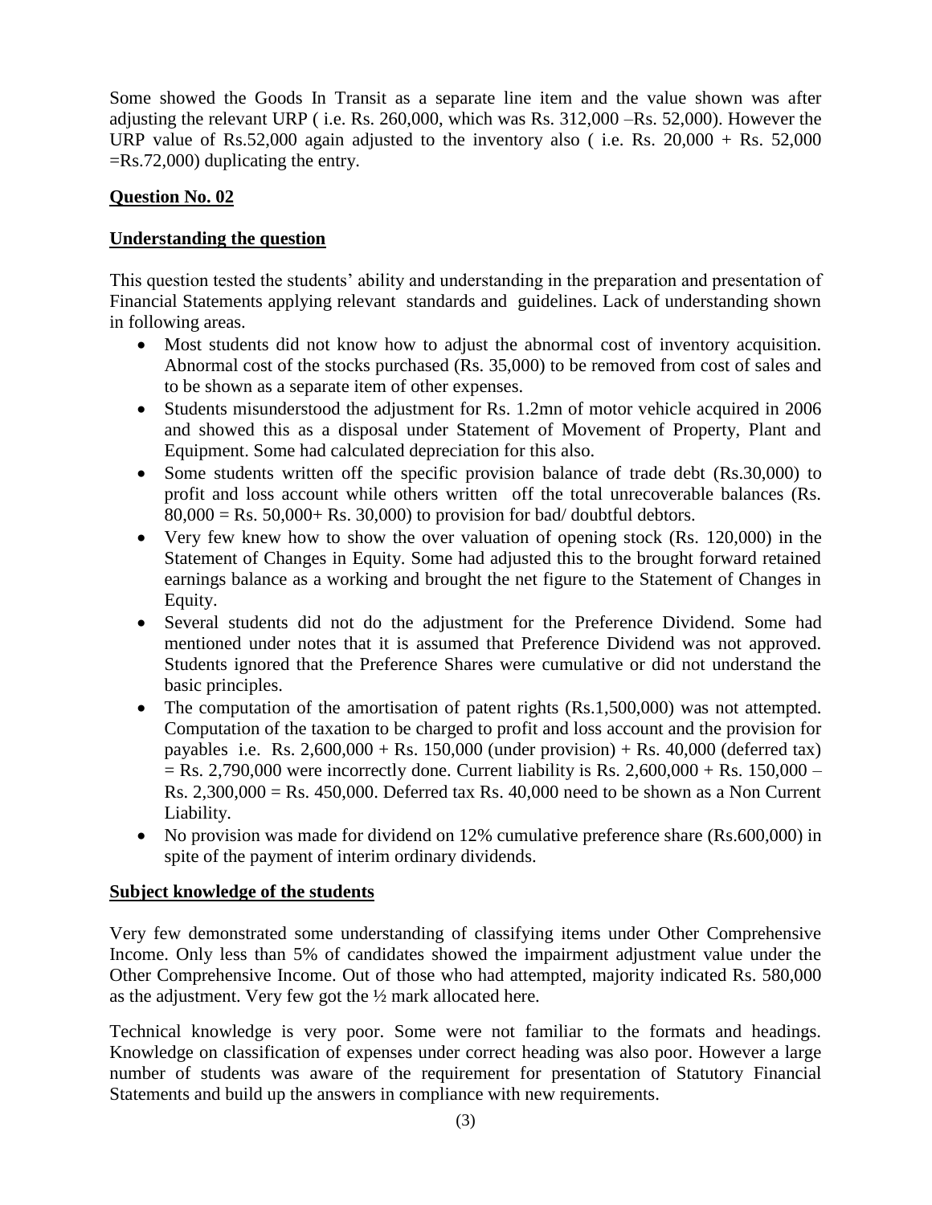Some showed the Goods In Transit as a separate line item and the value shown was after adjusting the relevant URP ( i.e. Rs. 260,000, which was Rs. 312,000 –Rs. 52,000). However the URP value of Rs.52,000 again adjusted to the inventory also ( i.e. Rs. 20,000 + Rs. 52,000 =Rs.72,000) duplicating the entry.

**Question No. 02**

**Understanding the question**

This question tested the students' ability and understanding in the preparation and presentation of Financial Statements applying relevant standards and guidelines. Lack of understanding shown in following areas.

- Most students did not know how to adjust the abnormal cost of inventory acquisition. Abnormal cost of the stocks purchased (Rs. 35,000) to be removed from cost of sales and to be shown as a separate item of other expenses.
- Students misunderstood the adjustment for Rs. 1.2mn of motor vehicle acquired in 2006 and showed this as a disposal under Statement of Movement of Property, Plant and Equipment. Some had calculated depreciation for this also.
- Some students written off the specific provision balance of trade debt (Rs.30,000) to profit and loss account while others written off the total unrecoverable balances (Rs. 80,000 = Rs. 50,000+ Rs. 30,000) to provision for bad/ doubtful debtors.
- Very few knew how to show the over valuation of opening stock (Rs. 120,000) in the Statement of Changes in Equity. Some had adjusted this to the brought forward retained earnings balance as a working and brought the net figure to the Statement of Changes in Equity.
- Several students did not do the adjustment for the Preference Dividend. Some had mentioned under notes that it is assumed that Preference Dividend was not approved. Students ignored that the Preference Shares were cumulative or did not understand the basic principles.
- The computation of the amortisation of patent rights (Rs.1,500,000) was not attempted. Computation of the taxation to be charged to profit and loss account and the provision for payables i.e. Rs. 2,600,000 + Rs. 150,000 (under provision) + Rs. 40,000 (deferred tax) = Rs. 2,790,000 were incorrectly done. Current liability is Rs. 2,600,000 + Rs. 150,000 – Rs. 2,300,000 = Rs. 450,000. Deferred tax Rs. 40,000 need to be shown as a Non Current Liability.
- No provision was made for dividend on 12% cumulative preference share (Rs.600,000) in spite of the payment of interim ordinary dividends.

**Subject knowledge of the students**

Very few demonstrated some understanding of classifying items under Other Comprehensive Income. Only less than 5% of candidates showed the impairment adjustment value under the Other Comprehensive Income. Out of those who had attempted, majority indicated Rs. 580,000 as the adjustment. Very few got the ½ mark allocated here.

Technical knowledge is very poor. Some were not familiar to the formats and headings. Knowledge on classification of expenses under correct heading was also poor. However a large number of students was aware of the requirement for presentation of Statutory Financial Statements and build up the answers in compliance with new requirements.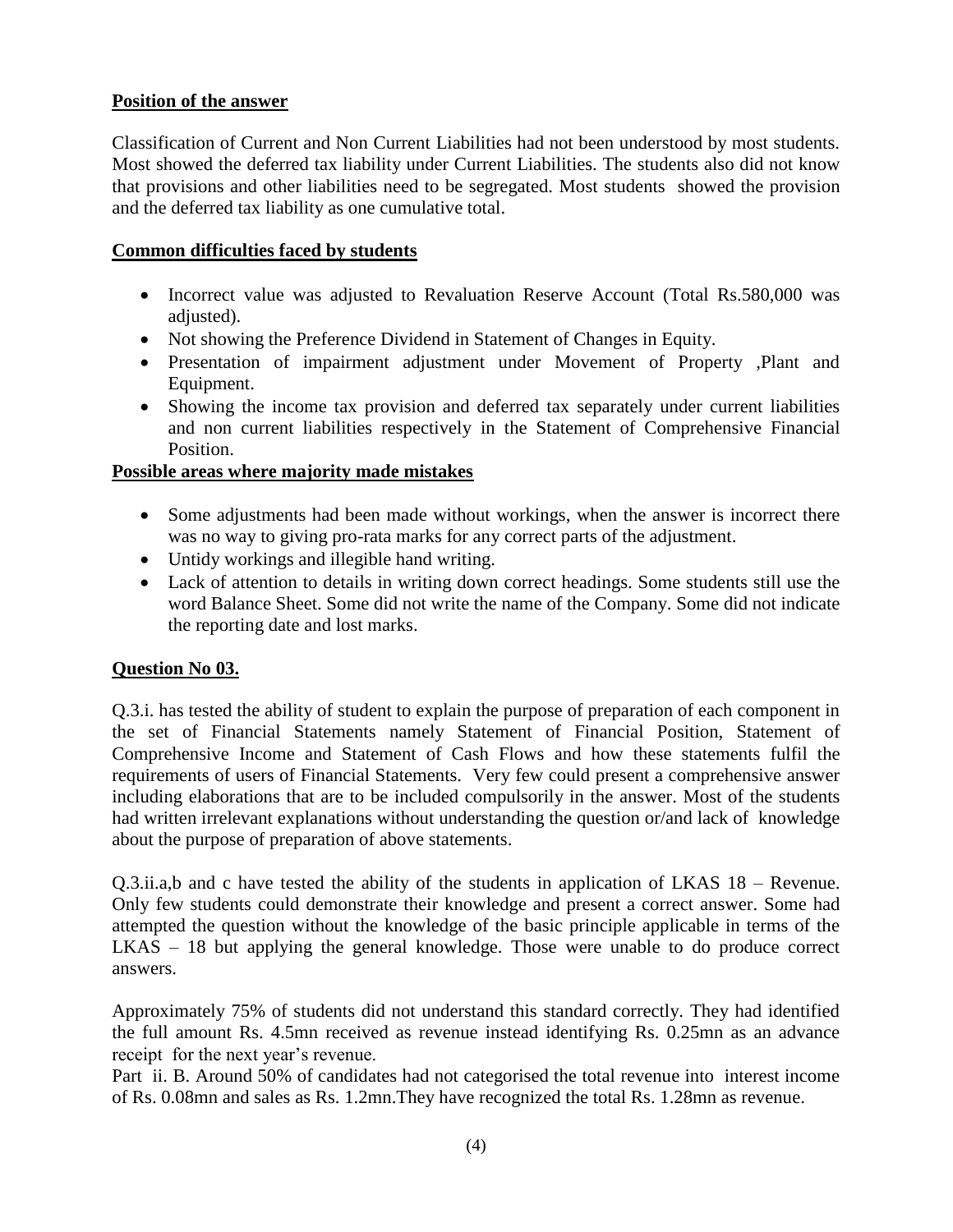**Position of the answer**

Classification of Current and Non Current Liabilities had not been understood by most students. Most showed the deferred tax liability under Current Liabilities. The students also did not know that provisions and other liabilities need to be segregated. Most students showed the provision and the deferred tax liability as one cumulative total.

**Common difficulties faced by students**

- Incorrect value was adjusted to Revaluation Reserve Account (Total Rs.580,000 was adjusted).
- Not showing the Preference Dividend in Statement of Changes in Equity.
- Presentation of impairment adjustment under Movement of Property ,Plant and Equipment.
- Showing the income tax provision and deferred tax separately under current liabilities and non current liabilities respectively in the Statement of Comprehensive Financial Position.

**Possible areas where majority made mistakes**

- Some adjustments had been made without workings, when the answer is incorrect there was no way to giving pro-rata marks for any correct parts of the adjustment.
- Untidy workings and illegible hand writing.
- Lack of attention to details in writing down correct headings. Some students still use the word Balance Sheet. Some did not write the name of the Company. Some did not indicate the reporting date and lost marks.

**Question No 03.**

Q.3.i. has tested the ability of student to explain the purpose of preparation of each component in the set of Financial Statements namely Statement of Financial Position, Statement of Comprehensive Income and Statement of Cash Flows and how these statements fulfil the requirements of users of Financial Statements. Very few could present a comprehensive answer including elaborations that are to be included compulsorily in the answer. Most of the students had written irrelevant explanations without understanding the question or/and lack of knowledge about the purpose of preparation of above statements.

Q.3.ii.a,b and c have tested the ability of the students in application of LKAS 18 – Revenue. Only few students could demonstrate their knowledge and present a correct answer. Some had attempted the question without the knowledge of the basic principle applicable in terms of the LKAS – 18 but applying the general knowledge. Those were unable to do produce correct answers.

Approximately 75% of students did not understand this standard correctly. They had identified the full amount Rs. 4.5mn received as revenue instead identifying Rs. 0.25mn as an advance receipt for the next year's revenue.
Part ii. B. Around 50% of candidates had not categorised the total revenue into interest income of Rs. 0.08mn and sales as Rs. 1.2mn.They have recognized the total Rs. 1.28mn as revenue.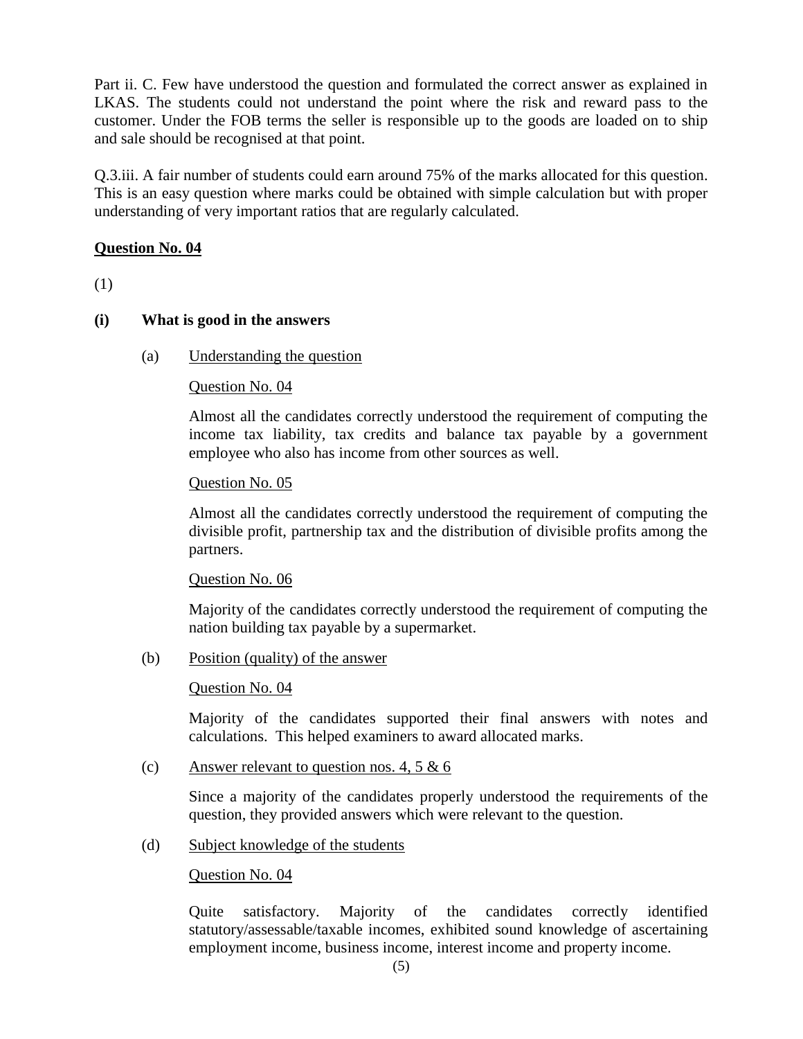Part ii. C. Few have understood the question and formulated the correct answer as explained in LKAS. The students could not understand the point where the risk and reward pass to the customer. Under the FOB terms the seller is responsible up to the goods are loaded on to ship and sale should be recognised at that point.

Q.3.iii. A fair number of students could earn around 75% of the marks allocated for this question. This is an easy question where marks could be obtained with simple calculation but with proper understanding of very important ratios that are regularly calculated.

## <u>Question No. 04</u>

(1)

**(i) What is good in the answers**

(a) <u>Understanding the question</u>

<u>Question No. 04</u>

Almost all the candidates correctly understood the requirement of computing the income tax liability, tax credits and balance tax payable by a government employee who also has income from other sources as well.

<u>Question No. 05</u>

Almost all the candidates correctly understood the requirement of computing the divisible profit, partnership tax and the distribution of divisible profits among the partners.

<u>Question No. 06</u>

Majority of the candidates correctly understood the requirement of computing the nation building tax payable by a supermarket.

(b) <u>Position (quality) of the answer</u>

<u>Question No. 04</u>

Majority of the candidates supported their final answers with notes and calculations. This helped examiners to award allocated marks.

(c) <u>Answer relevant to question nos. 4, 5 & 6</u>

Since a majority of the candidates properly understood the requirements of the question, they provided answers which were relevant to the question.

(d) <u>Subject knowledge of the students</u>

<u>Question No. 04</u>

Quite satisfactory. Majority of the candidates correctly identified statutory/assessable/taxable incomes, exhibited sound knowledge of ascertaining employment income, business income, interest income and property income.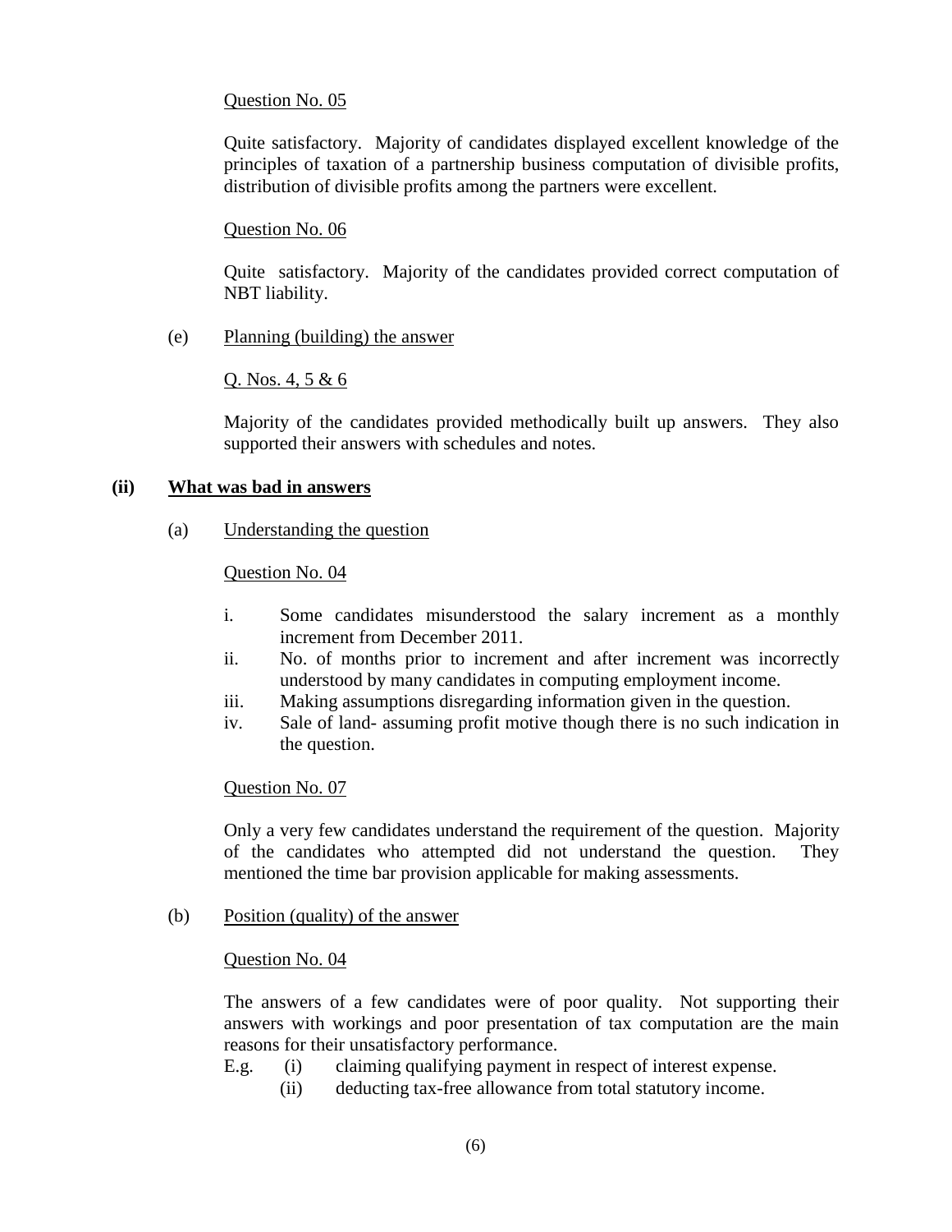Question No. 05

Quite satisfactory. Majority of candidates displayed excellent knowledge of the principles of taxation of a partnership business computation of divisible profits, distribution of divisible profits among the partners were excellent.

Question No. 06

Quite satisfactory. Majority of the candidates provided correct computation of NBT liability.

(e) Planning (building) the answer

Q. Nos. 4, 5 & 6

Majority of the candidates provided methodically built up answers. They also supported their answers with schedules and notes.

**(ii) What was bad in answers**

(a) Understanding the question

Question No. 04

i. Some candidates misunderstood the salary increment as a monthly increment from December 2011.
ii. No. of months prior to increment and after increment was incorrectly understood by many candidates in computing employment income.
iii. Making assumptions disregarding information given in the question.
iv. Sale of land- assuming profit motive though there is no such indication in the question.

Question No. 07

Only a very few candidates understand the requirement of the question. Majority of the candidates who attempted did not understand the question. They mentioned the time bar provision applicable for making assessments.

(b) Position (quality) of the answer

Question No. 04

The answers of a few candidates were of poor quality. Not supporting their answers with workings and poor presentation of tax computation are the main reasons for their unsatisfactory performance.

E.g. (i) claiming qualifying payment in respect of interest expense.
(ii) deducting tax-free allowance from total statutory income.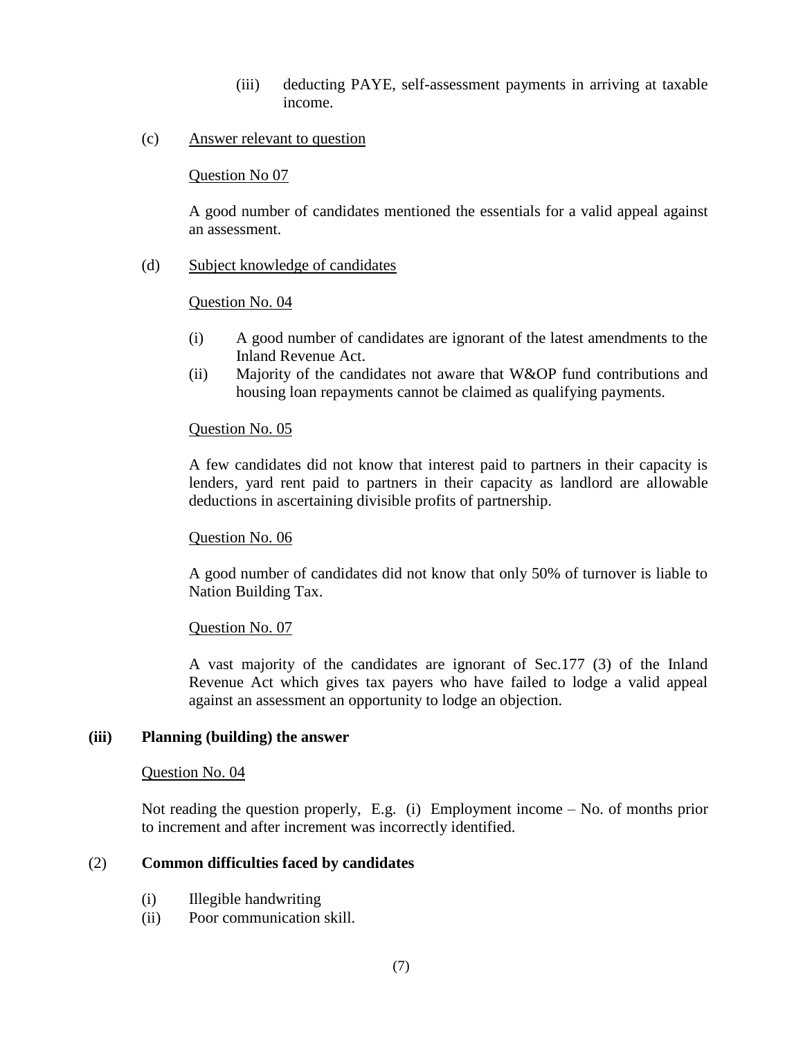(iii) deducting PAYE, self-assessment payments in arriving at taxable income.

(c) Answer relevant to question

Question No 07

A good number of candidates mentioned the essentials for a valid appeal against an assessment.

(d) Subject knowledge of candidates

Question No. 04

(i) A good number of candidates are ignorant of the latest amendments to the Inland Revenue Act.
(ii) Majority of the candidates not aware that W&OP fund contributions and housing loan repayments cannot be claimed as qualifying payments.

Question No. 05

A few candidates did not know that interest paid to partners in their capacity is lenders, yard rent paid to partners in their capacity as landlord are allowable deductions in ascertaining divisible profits of partnership.

Question No. 06

A good number of candidates did not know that only 50% of turnover is liable to Nation Building Tax.

Question No. 07

A vast majority of the candidates are ignorant of Sec.177 (3) of the Inland Revenue Act which gives tax payers who have failed to lodge a valid appeal against an assessment an opportunity to lodge an objection.

**(iii) Planning (building) the answer**

Question No. 04

Not reading the question properly, E.g. (i) Employment income – No. of months prior to increment and after increment was incorrectly identified.

(2) **Common difficulties faced by candidates**

(i) Illegible handwriting
(ii) Poor communication skill.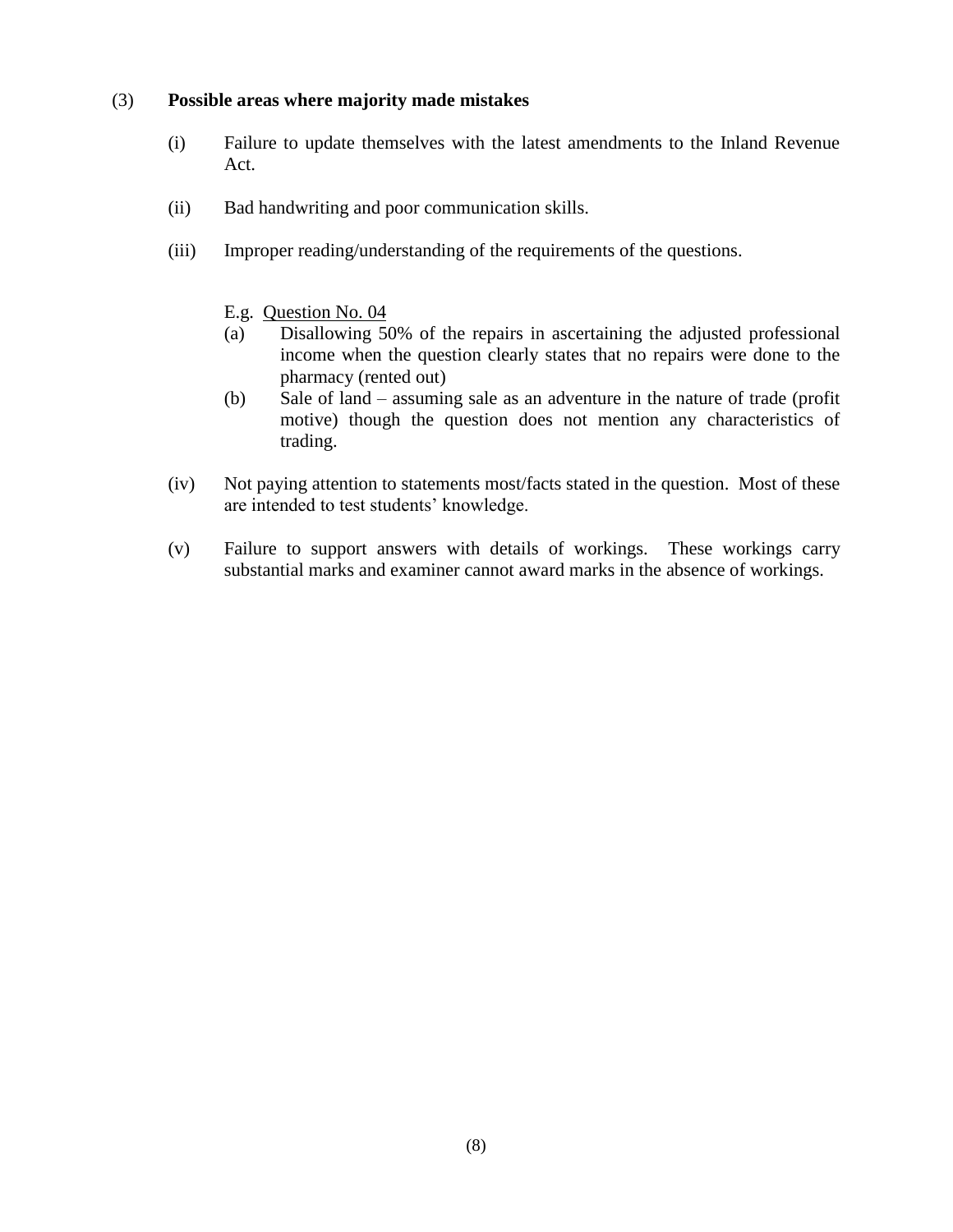(3) **Possible areas where majority made mistakes**

(i) Failure to update themselves with the latest amendments to the Inland Revenue Act.

(ii) Bad handwriting and poor communication skills.

(iii) Improper reading/understanding of the requirements of the questions.

E.g. Question No. 04

(a) Disallowing 50% of the repairs in ascertaining the adjusted professional income when the question clearly states that no repairs were done to the pharmacy (rented out)

(b) Sale of land – assuming sale as an adventure in the nature of trade (profit motive) though the question does not mention any characteristics of trading.

(iv) Not paying attention to statements most/facts stated in the question. Most of these are intended to test students' knowledge.

(v) Failure to support answers with details of workings. These workings carry substantial marks and examiner cannot award marks in the absence of workings.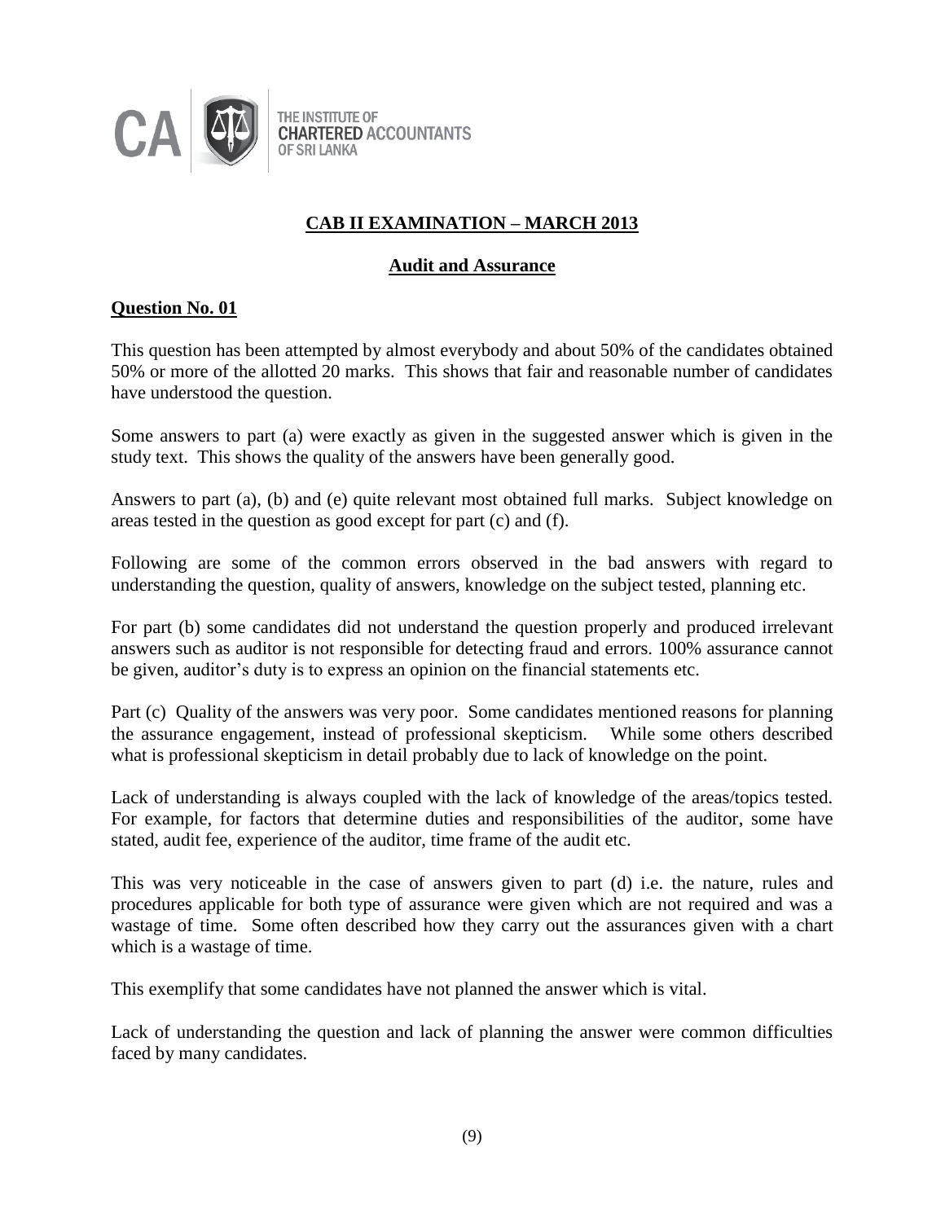# CAB II EXAMINATION – MARCH 2013

## Audit and Assurance

### Question No. 01

This question has been attempted by almost everybody and about 50% of the candidates obtained 50% or more of the allotted 20 marks. This shows that fair and reasonable number of candidates have understood the question.

Some answers to part (a) were exactly as given in the suggested answer which is given in the study text. This shows the quality of the answers have been generally good.

Answers to part (a), (b) and (e) quite relevant most obtained full marks. Subject knowledge on areas tested in the question as good except for part (c) and (f).

Following are some of the common errors observed in the bad answers with regard to understanding the question, quality of answers, knowledge on the subject tested, planning etc.

For part (b) some candidates did not understand the question properly and produced irrelevant answers such as auditor is not responsible for detecting fraud and errors. 100% assurance cannot be given, auditor's duty is to express an opinion on the financial statements etc.

Part (c) Quality of the answers was very poor. Some candidates mentioned reasons for planning the assurance engagement, instead of professional skepticism. While some others described what is professional skepticism in detail probably due to lack of knowledge on the point.

Lack of understanding is always coupled with the lack of knowledge of the areas/topics tested. For example, for factors that determine duties and responsibilities of the auditor, some have stated, audit fee, experience of the auditor, time frame of the audit etc.

This was very noticeable in the case of answers given to part (d) i.e. the nature, rules and procedures applicable for both type of assurance were given which are not required and was a wastage of time. Some often described how they carry out the assurances given with a chart which is a wastage of time.

This exemplify that some candidates have not planned the answer which is vital.

Lack of understanding the question and lack of planning the answer were common difficulties faced by many candidates.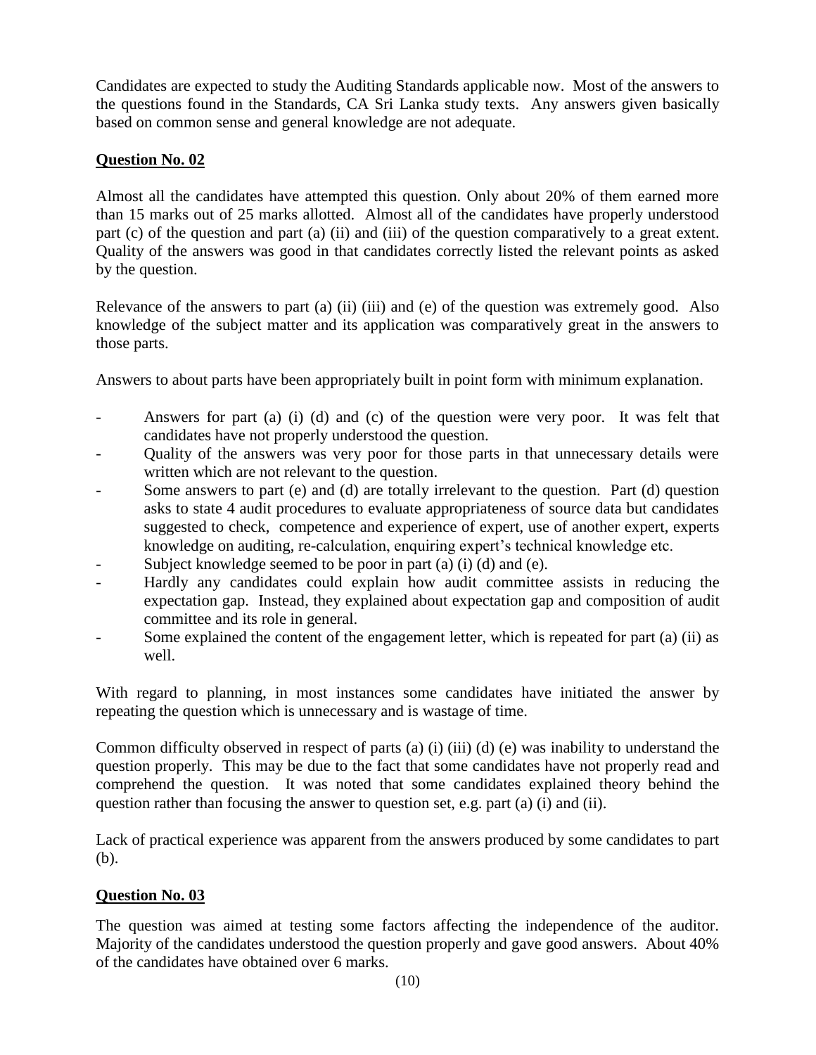Candidates are expected to study the Auditing Standards applicable now. Most of the answers to the questions found in the Standards, CA Sri Lanka study texts. Any answers given basically based on common sense and general knowledge are not adequate.

## Question No. 02

Almost all the candidates have attempted this question. Only about 20% of them earned more than 15 marks out of 25 marks allotted. Almost all of the candidates have properly understood part (c) of the question and part (a) (ii) and (iii) of the question comparatively to a great extent. Quality of the answers was good in that candidates correctly listed the relevant points as asked by the question.

Relevance of the answers to part (a) (ii) (iii) and (e) of the question was extremely good. Also knowledge of the subject matter and its application was comparatively great in the answers to those parts.

Answers to about parts have been appropriately built in point form with minimum explanation.

- Answers for part (a) (i) (d) and (c) of the question were very poor. It was felt that candidates have not properly understood the question.
- Quality of the answers was very poor for those parts in that unnecessary details were written which are not relevant to the question.
- Some answers to part (e) and (d) are totally irrelevant to the question. Part (d) question asks to state 4 audit procedures to evaluate appropriateness of source data but candidates suggested to check, competence and experience of expert, use of another expert, experts knowledge on auditing, re-calculation, enquiring expert's technical knowledge etc.
- Subject knowledge seemed to be poor in part (a) (i) (d) and (e).
- Hardly any candidates could explain how audit committee assists in reducing the expectation gap. Instead, they explained about expectation gap and composition of audit committee and its role in general.
- Some explained the content of the engagement letter, which is repeated for part (a) (ii) as well.

With regard to planning, in most instances some candidates have initiated the answer by repeating the question which is unnecessary and is wastage of time.

Common difficulty observed in respect of parts (a) (i) (iii) (d) (e) was inability to understand the question properly. This may be due to the fact that some candidates have not properly read and comprehend the question. It was noted that some candidates explained theory behind the question rather than focusing the answer to question set, e.g. part (a) (i) and (ii).

Lack of practical experience was apparent from the answers produced by some candidates to part (b).

## Question No. 03

The question was aimed at testing some factors affecting the independence of the auditor. Majority of the candidates understood the question properly and gave good answers. About 40% of the candidates have obtained over 6 marks.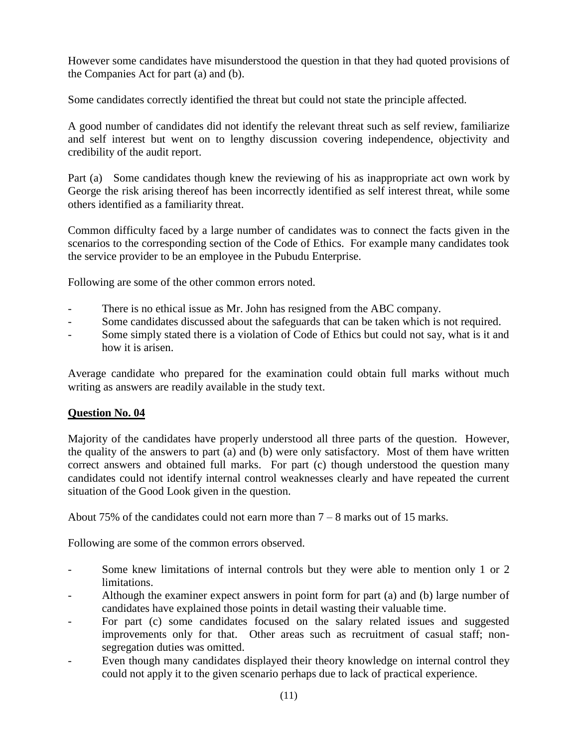However some candidates have misunderstood the question in that they had quoted provisions of the Companies Act for part (a) and (b).

Some candidates correctly identified the threat but could not state the principle affected.

A good number of candidates did not identify the relevant threat such as self review, familiarize and self interest but went on to lengthy discussion covering independence, objectivity and credibility of the audit report.

Part (a) Some candidates though knew the reviewing of his as inappropriate act own work by George the risk arising thereof has been incorrectly identified as self interest threat, while some others identified as a familiarity threat.

Common difficulty faced by a large number of candidates was to connect the facts given in the scenarios to the corresponding section of the Code of Ethics. For example many candidates took the service provider to be an employee in the Pubudu Enterprise.

Following are some of the other common errors noted.

- There is no ethical issue as Mr. John has resigned from the ABC company.
- Some candidates discussed about the safeguards that can be taken which is not required.
- Some simply stated there is a violation of Code of Ethics but could not say, what is it and how it is arisen.

Average candidate who prepared for the examination could obtain full marks without much writing as answers are readily available in the study text.

## Question No. 04

Majority of the candidates have properly understood all three parts of the question. However, the quality of the answers to part (a) and (b) were only satisfactory. Most of them have written correct answers and obtained full marks. For part (c) though understood the question many candidates could not identify internal control weaknesses clearly and have repeated the current situation of the Good Look given in the question.

About 75% of the candidates could not earn more than 7 – 8 marks out of 15 marks.

Following are some of the common errors observed.

- Some knew limitations of internal controls but they were able to mention only 1 or 2 limitations.
- Although the examiner expect answers in point form for part (a) and (b) large number of candidates have explained those points in detail wasting their valuable time.
- For part (c) some candidates focused on the salary related issues and suggested improvements only for that. Other areas such as recruitment of casual staff; non-segregation duties was omitted.
- Even though many candidates displayed their theory knowledge on internal control they could not apply it to the given scenario perhaps due to lack of practical experience.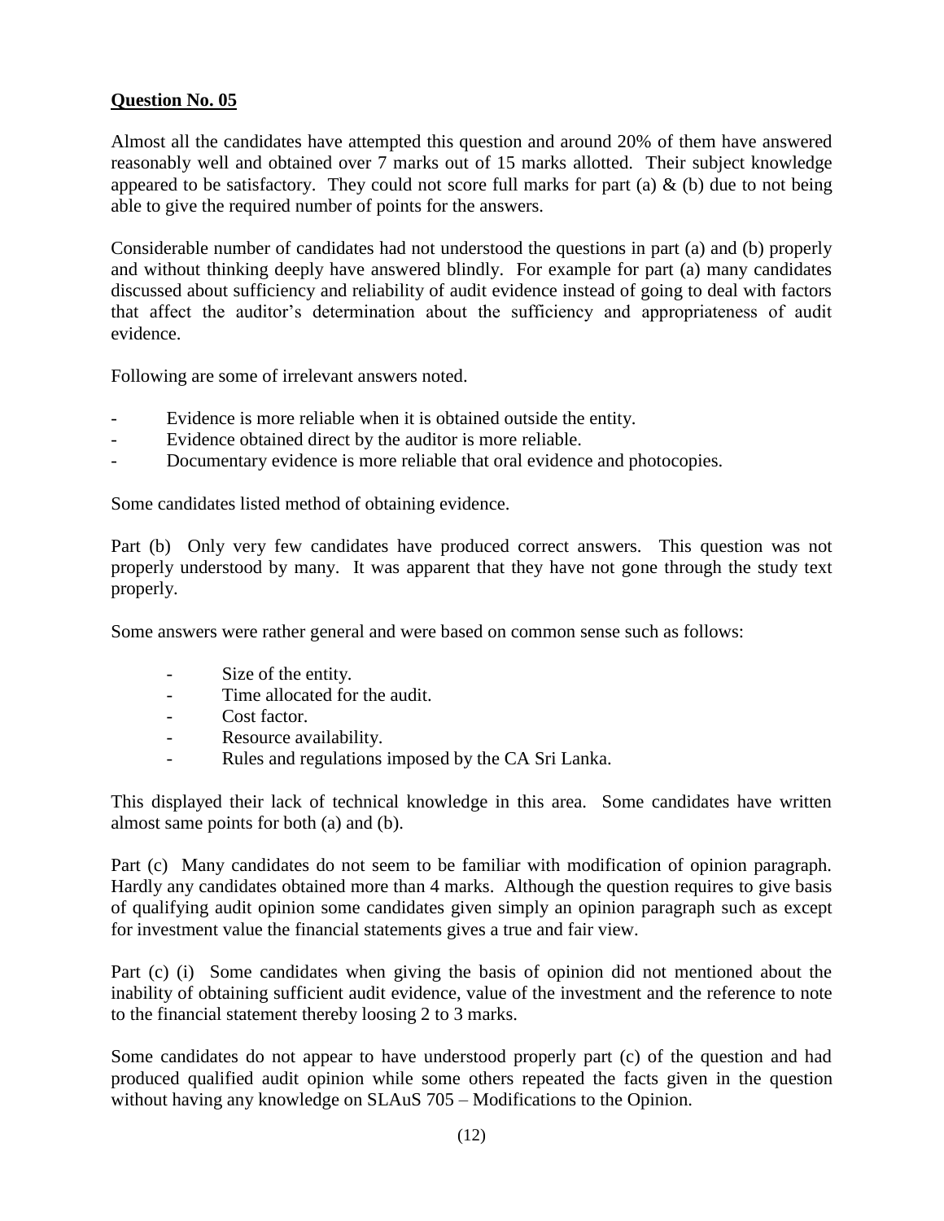**Question No. 05**

Almost all the candidates have attempted this question and around 20% of them have answered reasonably well and obtained over 7 marks out of 15 marks allotted. Their subject knowledge appeared to be satisfactory. They could not score full marks for part (a) & (b) due to not being able to give the required number of points for the answers.

Considerable number of candidates had not understood the questions in part (a) and (b) properly and without thinking deeply have answered blindly. For example for part (a) many candidates discussed about sufficiency and reliability of audit evidence instead of going to deal with factors that affect the auditor's determination about the sufficiency and appropriateness of audit evidence.

Following are some of irrelevant answers noted.

- Evidence is more reliable when it is obtained outside the entity.
- Evidence obtained direct by the auditor is more reliable.
- Documentary evidence is more reliable that oral evidence and photocopies.

Some candidates listed method of obtaining evidence.

Part (b) Only very few candidates have produced correct answers. This question was not properly understood by many. It was apparent that they have not gone through the study text properly.

Some answers were rather general and were based on common sense such as follows:

- Size of the entity.
- Time allocated for the audit.
- Cost factor.
- Resource availability.
- Rules and regulations imposed by the CA Sri Lanka.

This displayed their lack of technical knowledge in this area. Some candidates have written almost same points for both (a) and (b).

Part (c) Many candidates do not seem to be familiar with modification of opinion paragraph. Hardly any candidates obtained more than 4 marks. Although the question requires to give basis of qualifying audit opinion some candidates given simply an opinion paragraph such as except for investment value the financial statements gives a true and fair view.

Part (c) (i) Some candidates when giving the basis of opinion did not mentioned about the inability of obtaining sufficient audit evidence, value of the investment and the reference to note to the financial statement thereby loosing 2 to 3 marks.

Some candidates do not appear to have understood properly part (c) of the question and had produced qualified audit opinion while some others repeated the facts given in the question without having any knowledge on SLAuS 705 – Modifications to the Opinion.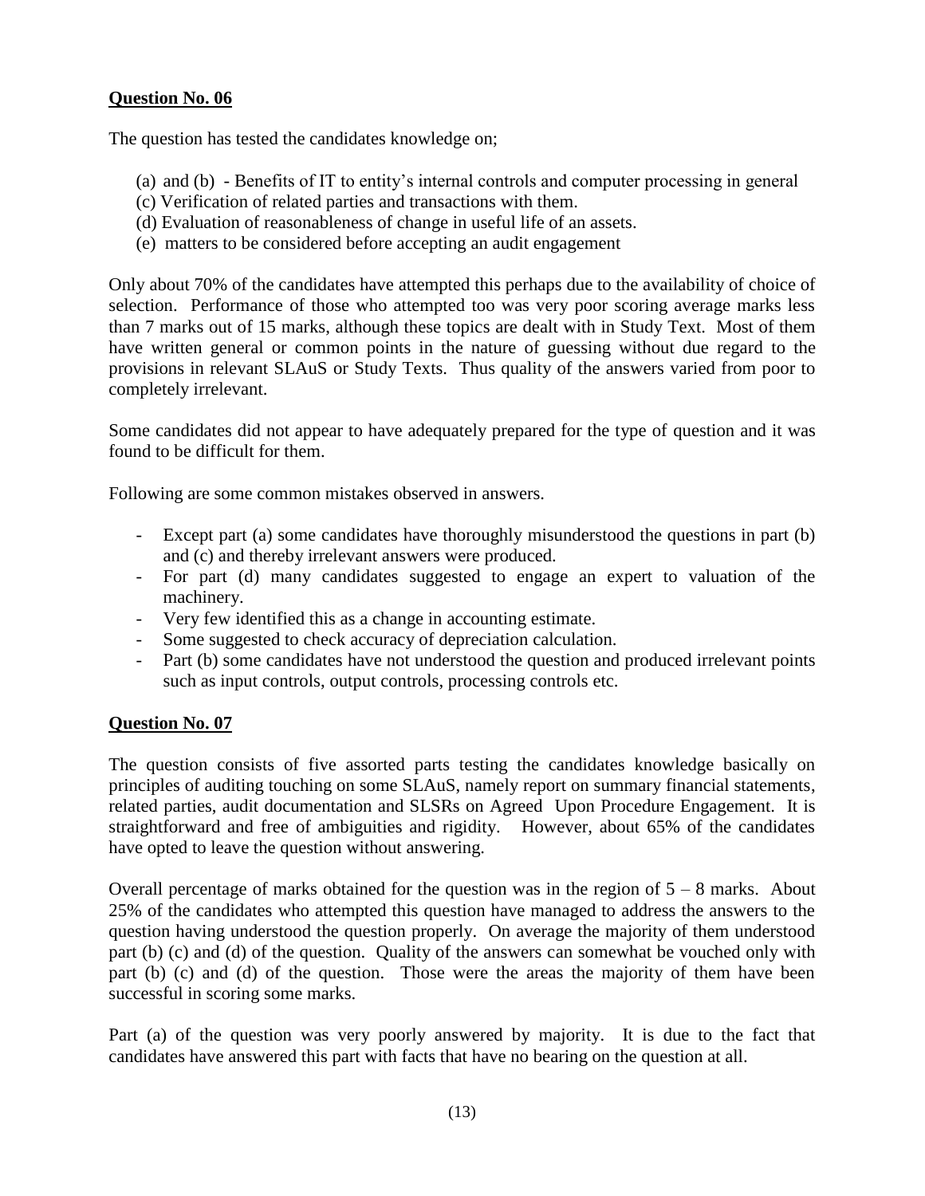**Question No. 06**

The question has tested the candidates knowledge on;

(a) and (b) - Benefits of IT to entity's internal controls and computer processing in general
(c) Verification of related parties and transactions with them.
(d) Evaluation of reasonableness of change in useful life of an assets.
(e) matters to be considered before accepting an audit engagement

Only about 70% of the candidates have attempted this perhaps due to the availability of choice of selection. Performance of those who attempted too was very poor scoring average marks less than 7 marks out of 15 marks, although these topics are dealt with in Study Text. Most of them have written general or common points in the nature of guessing without due regard to the provisions in relevant SLAuS or Study Texts. Thus quality of the answers varied from poor to completely irrelevant.

Some candidates did not appear to have adequately prepared for the type of question and it was found to be difficult for them.

Following are some common mistakes observed in answers.

- Except part (a) some candidates have thoroughly misunderstood the questions in part (b) and (c) and thereby irrelevant answers were produced.
- For part (d) many candidates suggested to engage an expert to valuation of the machinery.
- Very few identified this as a change in accounting estimate.
- Some suggested to check accuracy of depreciation calculation.
- Part (b) some candidates have not understood the question and produced irrelevant points such as input controls, output controls, processing controls etc.

**Question No. 07**

The question consists of five assorted parts testing the candidates knowledge basically on principles of auditing touching on some SLAuS, namely report on summary financial statements, related parties, audit documentation and SLSRs on Agreed Upon Procedure Engagement. It is straightforward and free of ambiguities and rigidity. However, about 65% of the candidates have opted to leave the question without answering.

Overall percentage of marks obtained for the question was in the region of 5 – 8 marks. About 25% of the candidates who attempted this question have managed to address the answers to the question having understood the question properly. On average the majority of them understood part (b) (c) and (d) of the question. Quality of the answers can somewhat be vouched only with part (b) (c) and (d) of the question. Those were the areas the majority of them have been successful in scoring some marks.

Part (a) of the question was very poorly answered by majority. It is due to the fact that candidates have answered this part with facts that have no bearing on the question at all.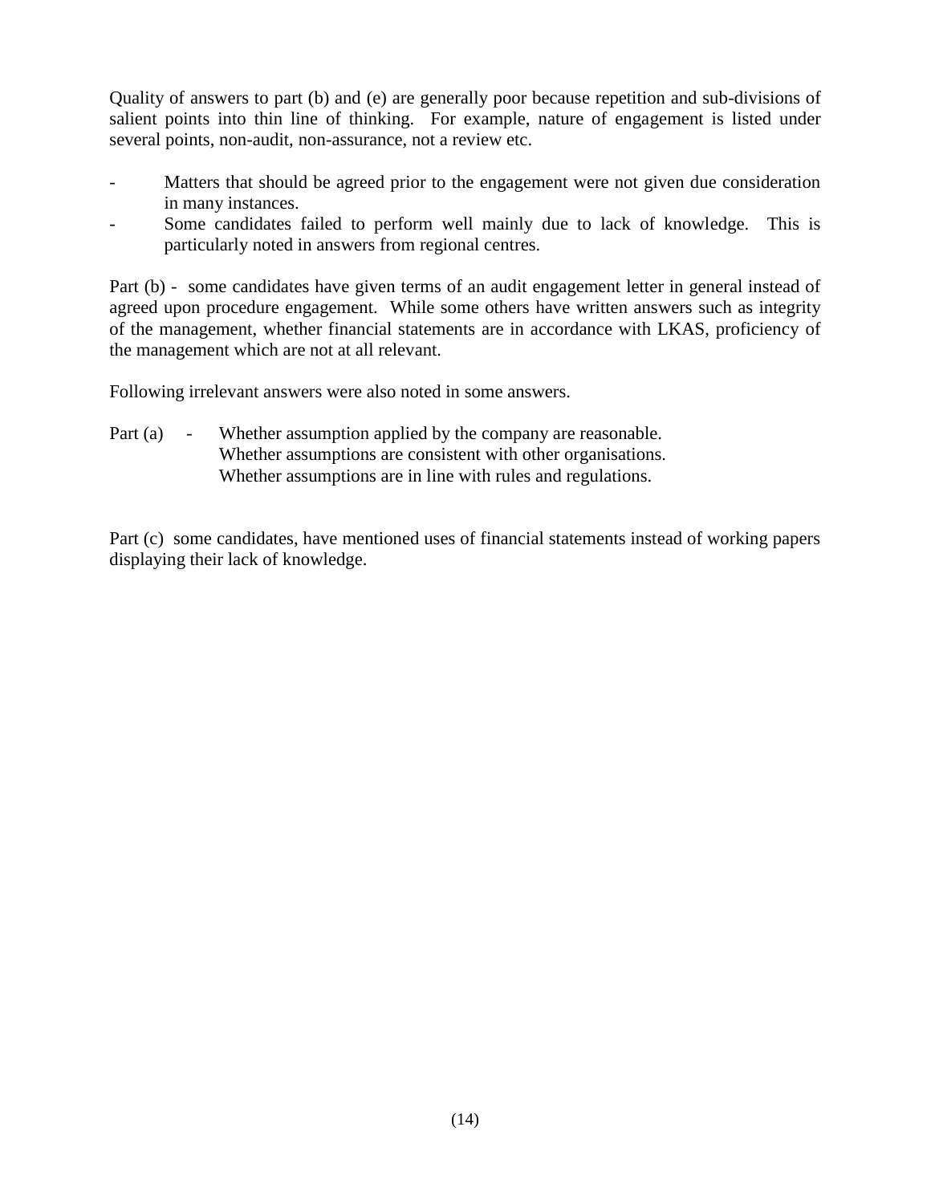Quality of answers to part (b) and (e) are generally poor because repetition and sub-divisions of salient points into thin line of thinking. For example, nature of engagement is listed under several points, non-audit, non-assurance, not a review etc.

- Matters that should be agreed prior to the engagement were not given due consideration in many instances.
- Some candidates failed to perform well mainly due to lack of knowledge. This is particularly noted in answers from regional centres.

Part (b) - some candidates have given terms of an audit engagement letter in general instead of agreed upon procedure engagement. While some others have written answers such as integrity of the management, whether financial statements are in accordance with LKAS, proficiency of the management which are not at all relevant.

Following irrelevant answers were also noted in some answers.

Part (a) - Whether assumption applied by the company are reasonable.
Whether assumptions are consistent with other organisations.
Whether assumptions are in line with rules and regulations.

Part (c) some candidates, have mentioned uses of financial statements instead of working papers displaying their lack of knowledge.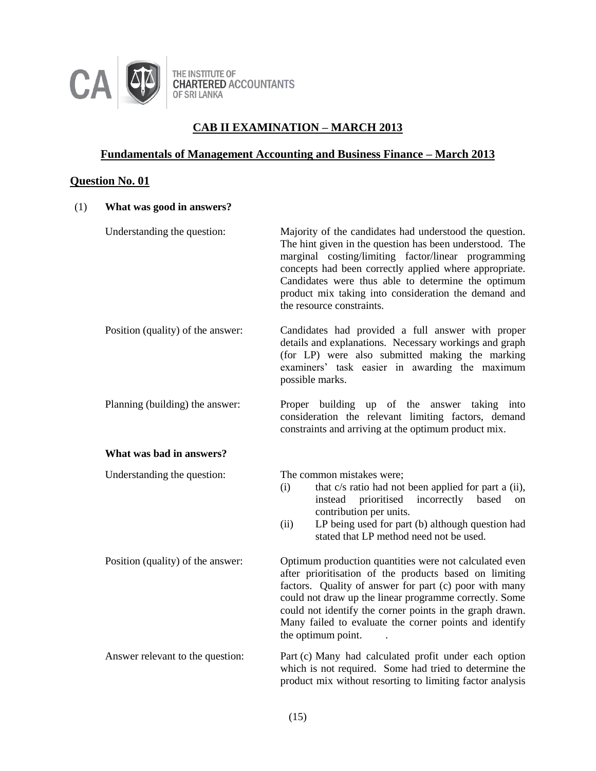THE INSTITUTE OF CHARTERED ACCOUNTANTS OF SRI LANKA

# CAB II EXAMINATION – MARCH 2013

## Fundamentals of Management Accounting and Business Finance – March 2013

### Question No. 01

(1) **What was good in answers?**

Understanding the question: Majority of the candidates had understood the question. The hint given in the question has been understood. The marginal costing/limiting factor/linear programming concepts had been correctly applied where appropriate. Candidates were thus able to determine the optimum product mix taking into consideration the demand and the resource constraints.

Position (quality) of the answer: Candidates had provided a full answer with proper details and explanations. Necessary workings and graph (for LP) were also submitted making the marking examiners' task easier in awarding the maximum possible marks.

Planning (building) the answer: Proper building up of the answer taking into consideration the relevant limiting factors, demand constraints and arriving at the optimum product mix.

**What was bad in answers?**

Understanding the question: The common mistakes were;

(i) that c/s ratio had not been applied for part a (ii), instead prioritised incorrectly based on contribution per units.

(ii) LP being used for part (b) although question had stated that LP method need not be used.

Position (quality) of the answer: Optimum production quantities were not calculated even after prioritisation of the products based on limiting factors. Quality of answer for part (c) poor with many could not draw up the linear programme correctly. Some could not identify the corner points in the graph drawn. Many failed to evaluate the corner points and identify the optimum point.

Answer relevant to the question: Part (c) Many had calculated profit under each option which is not required. Some had tried to determine the product mix without resorting to limiting factor analysis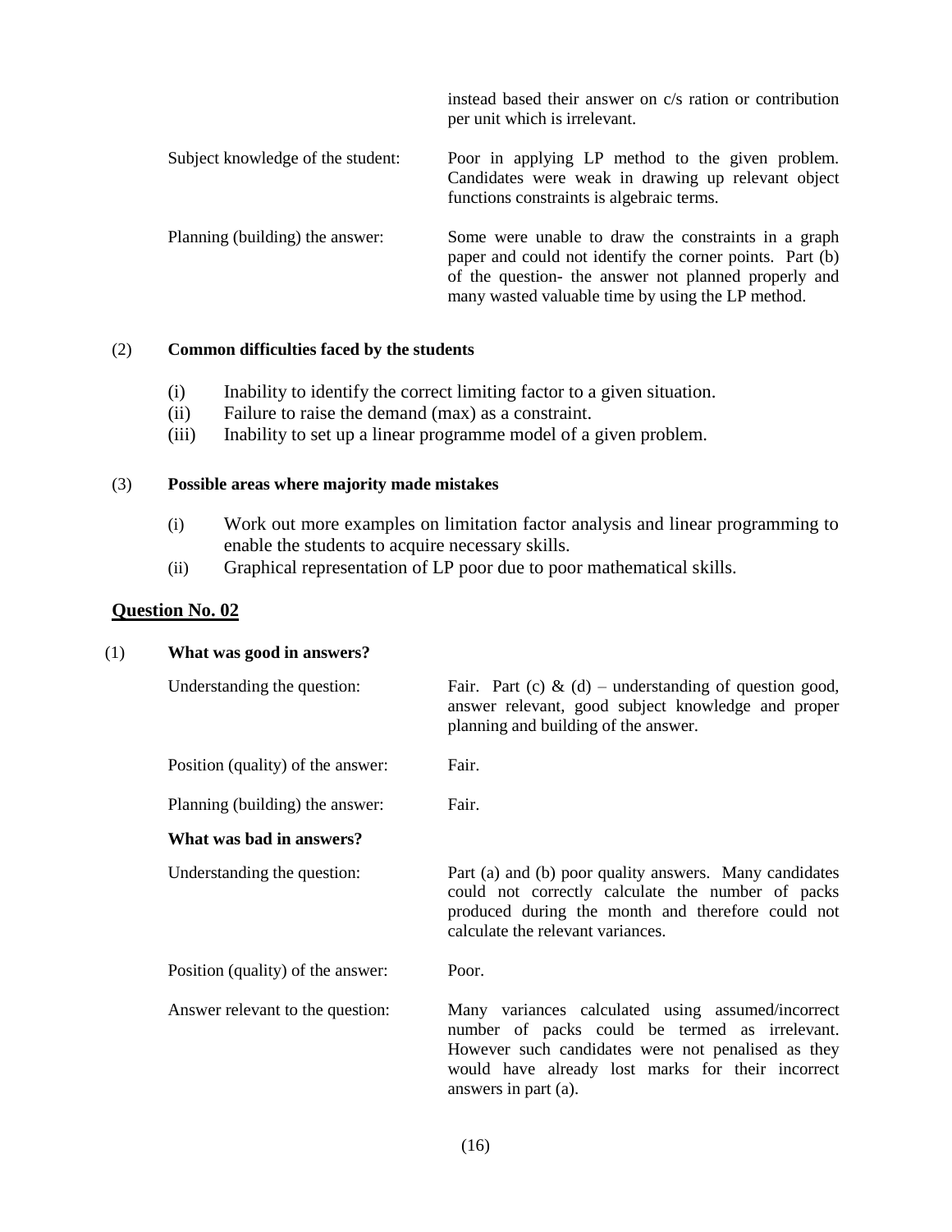| | |
|---|---|
| | instead based their answer on c/s ration or contribution per unit which is irrelevant. |
| Subject knowledge of the student: | Poor in applying LP method to the given problem. Candidates were weak in drawing up relevant object functions constraints is algebraic terms. |
| Planning (building) the answer: | Some were unable to draw the constraints in a graph paper and could not identify the corner points. Part (b) of the question- the answer not planned properly and many wasted valuable time by using the LP method. |

(2) **Common difficulties faced by the students**

- (i) Inability to identify the correct limiting factor to a given situation.
- (ii) Failure to raise the demand (max) as a constraint.
- (iii) Inability to set up a linear programme model of a given problem.

(3) **Possible areas where majority made mistakes**

- (i) Work out more examples on limitation factor analysis and linear programming to enable the students to acquire necessary skills.
- (ii) Graphical representation of LP poor due to poor mathematical skills.

## Question No. 02

(1) **What was good in answers?**

| | |
|---|---|
| Understanding the question: | Fair. Part (c) & (d) – understanding of question good, answer relevant, good subject knowledge and proper planning and building of the answer. |
| Position (quality) of the answer: | Fair. |
| Planning (building) the answer: | Fair. |

**What was bad in answers?**

| | |
|---|---|
| Understanding the question: | Part (a) and (b) poor quality answers. Many candidates could not correctly calculate the number of packs produced during the month and therefore could not calculate the relevant variances. |
| Position (quality) of the answer: | Poor. |
| Answer relevant to the question: | Many variances calculated using assumed/incorrect number of packs could be termed as irrelevant. However such candidates were not penalised as they would have already lost marks for their incorrect answers in part (a). |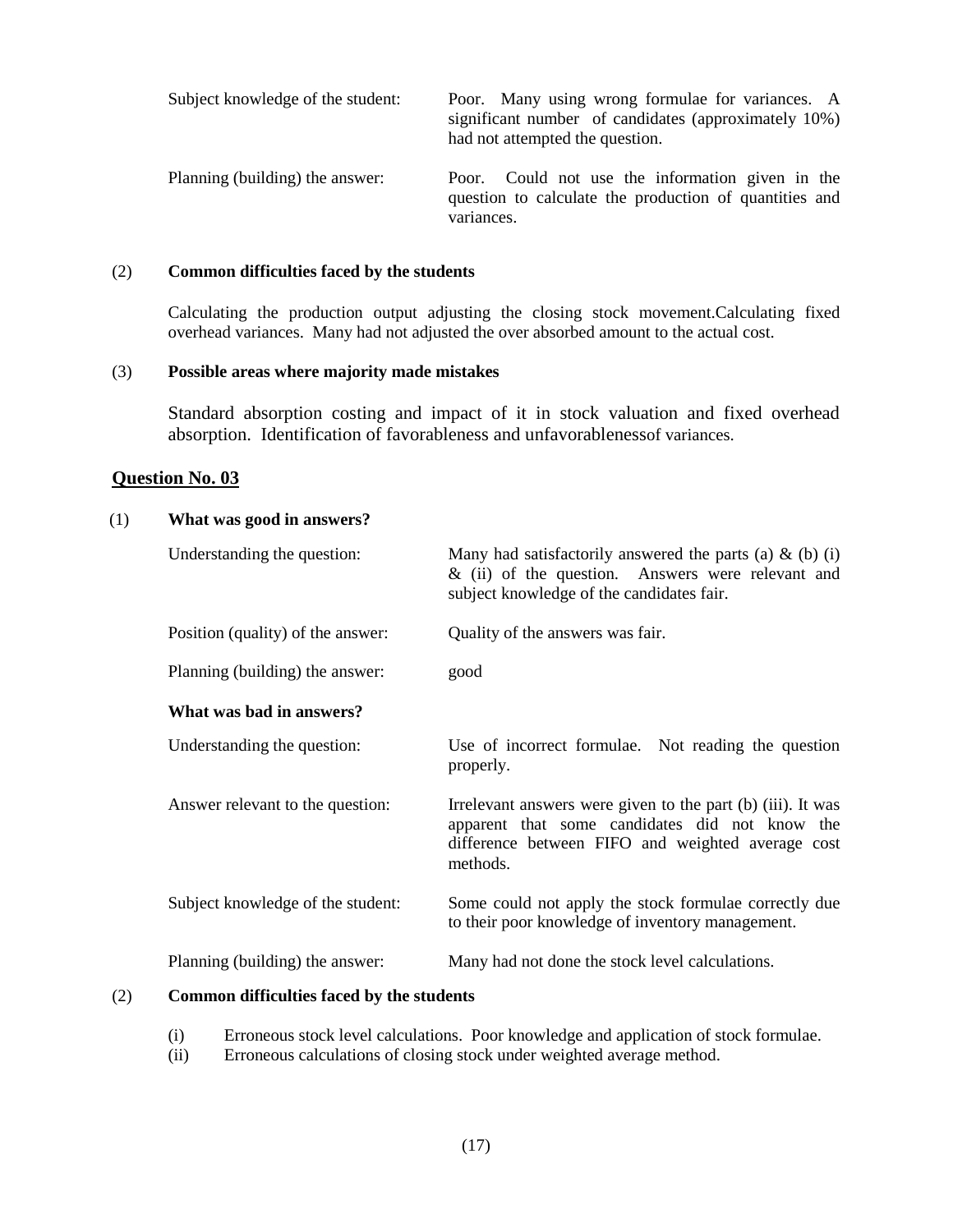| | |
|---|---|
| Subject knowledge of the student: | Poor. Many using wrong formulae for variances. A significant number of candidates (approximately 10%) had not attempted the question. |
| Planning (building) the answer: | Poor. Could not use the information given in the question to calculate the production of quantities and variances. |

(2) **Common difficulties faced by the students**

Calculating the production output adjusting the closing stock movement.Calculating fixed overhead variances. Many had not adjusted the over absorbed amount to the actual cost.

(3) **Possible areas where majority made mistakes**

Standard absorption costing and impact of it in stock valuation and fixed overhead absorption. Identification of favorableness and unfavorablenessof variances.

## Question No. 03

(1) **What was good in answers?**

| | |
|---|---|
| Understanding the question: | Many had satisfactorily answered the parts (a) & (b) (i) & (ii) of the question. Answers were relevant and subject knowledge of the candidates fair. |
| Position (quality) of the answer: | Quality of the answers was fair. |
| Planning (building) the answer: | good |

**What was bad in answers?**

| | |
|---|---|
| Understanding the question: | Use of incorrect formulae. Not reading the question properly. |
| Answer relevant to the question: | Irrelevant answers were given to the part (b) (iii). It was apparent that some candidates did not know the difference between FIFO and weighted average cost methods. |
| Subject knowledge of the student: | Some could not apply the stock formulae correctly due to their poor knowledge of inventory management. |
| Planning (building) the answer: | Many had not done the stock level calculations. |

(2) **Common difficulties faced by the students**

(i) Erroneous stock level calculations. Poor knowledge and application of stock formulae.
(ii) Erroneous calculations of closing stock under weighted average method.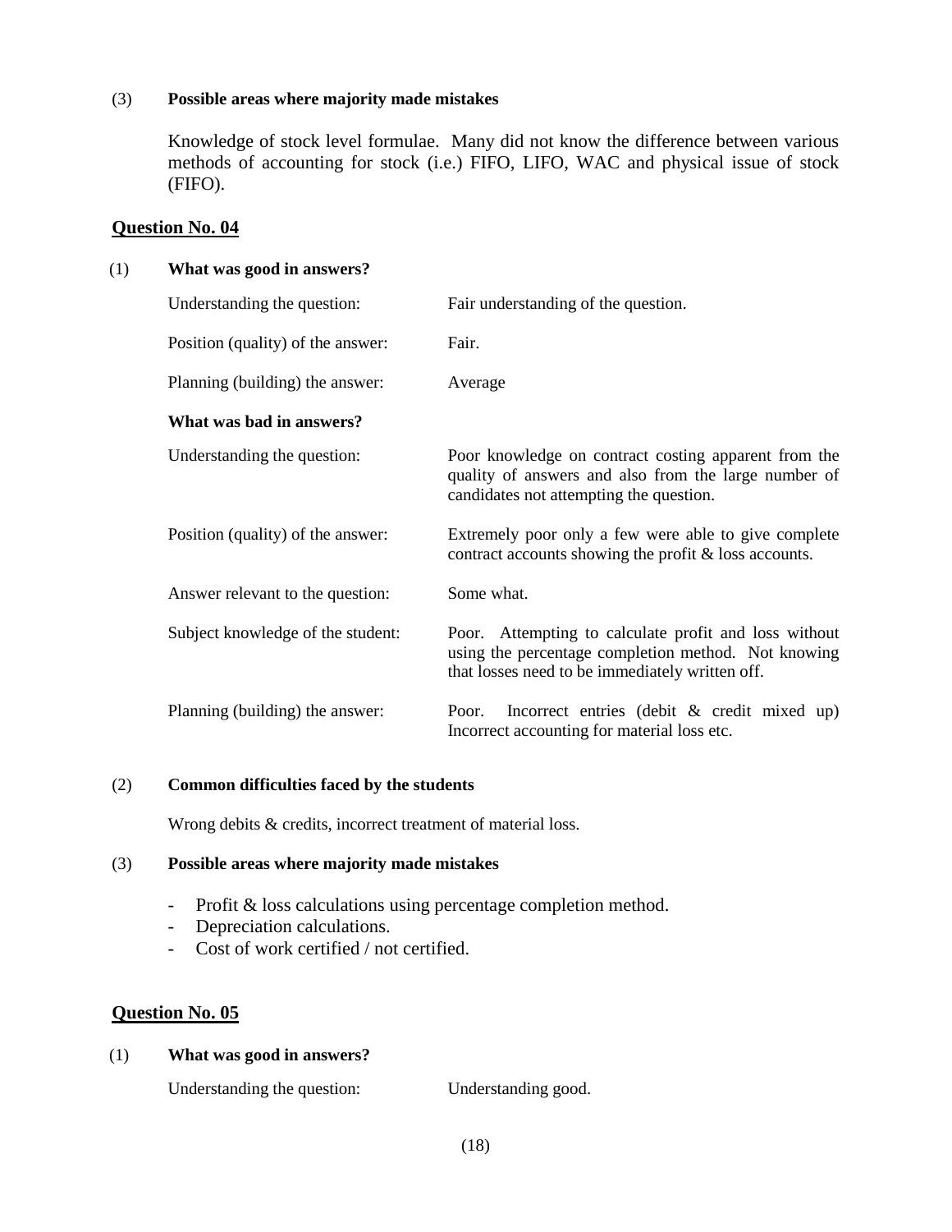(3) **Possible areas where majority made mistakes**

Knowledge of stock level formulae. Many did not know the difference between various methods of accounting for stock (i.e.) FIFO, LIFO, WAC and physical issue of stock (FIFO).

## Question No. 04

(1) **What was good in answers?**

| | |
|---|---|
| Understanding the question: | Fair understanding of the question. |
| Position (quality) of the answer: | Fair. |
| Planning (building) the answer: | Average |

**What was bad in answers?**

| | |
|---|---|
| Understanding the question: | Poor knowledge on contract costing apparent from the quality of answers and also from the large number of candidates not attempting the question. |
| Position (quality) of the answer: | Extremely poor only a few were able to give complete contract accounts showing the profit & loss accounts. |
| Answer relevant to the question: | Some what. |
| Subject knowledge of the student: | Poor. Attempting to calculate profit and loss without using the percentage completion method. Not knowing that losses need to be immediately written off. |
| Planning (building) the answer: | Poor. Incorrect entries (debit & credit mixed up) Incorrect accounting for material loss etc. |

(2) **Common difficulties faced by the students**

Wrong debits & credits, incorrect treatment of material loss.

(3) **Possible areas where majority made mistakes**

- Profit & loss calculations using percentage completion method.
- Depreciation calculations.
- Cost of work certified / not certified.

## Question No. 05

(1) **What was good in answers?**

| | |
|---|---|
| Understanding the question: | Understanding good. |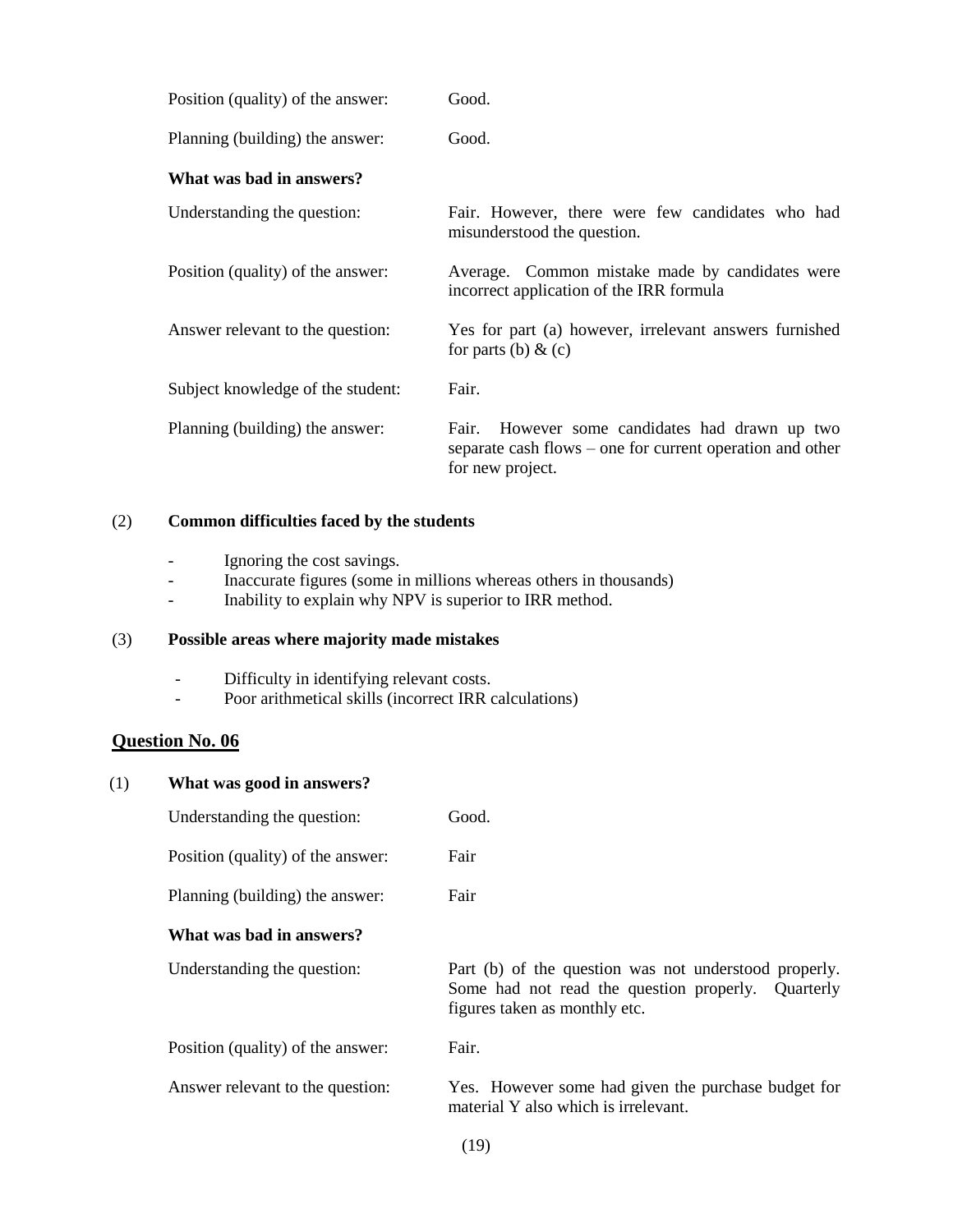| | |
|---|---|
| Position (quality) of the answer: | Good. |
| Planning (building) the answer: | Good. |

**What was bad in answers?**

| | |
|---|---|
| Understanding the question: | Fair. However, there were few candidates who had misunderstood the question. |
| Position (quality) of the answer: | Average. Common mistake made by candidates were incorrect application of the IRR formula |
| Answer relevant to the question: | Yes for part (a) however, irrelevant answers furnished for parts (b) & (c) |
| Subject knowledge of the student: | Fair. |
| Planning (building) the answer: | Fair. However some candidates had drawn up two separate cash flows – one for current operation and other for new project. |

(2) **Common difficulties faced by the students**

- Ignoring the cost savings.
- Inaccurate figures (some in millions whereas others in thousands)
- Inability to explain why NPV is superior to IRR method.

(3) **Possible areas where majority made mistakes**

- Difficulty in identifying relevant costs.
- Poor arithmetical skills (incorrect IRR calculations)

## Question No. 06

(1) **What was good in answers?**

| | |
|---|---|
| Understanding the question: | Good. |
| Position (quality) of the answer: | Fair |
| Planning (building) the answer: | Fair |

**What was bad in answers?**

| | |
|---|---|
| Understanding the question: | Part (b) of the question was not understood properly. Some had not read the question properly. Quarterly figures taken as monthly etc. |
| Position (quality) of the answer: | Fair. |
| Answer relevant to the question: | Yes. However some had given the purchase budget for material Y also which is irrelevant. |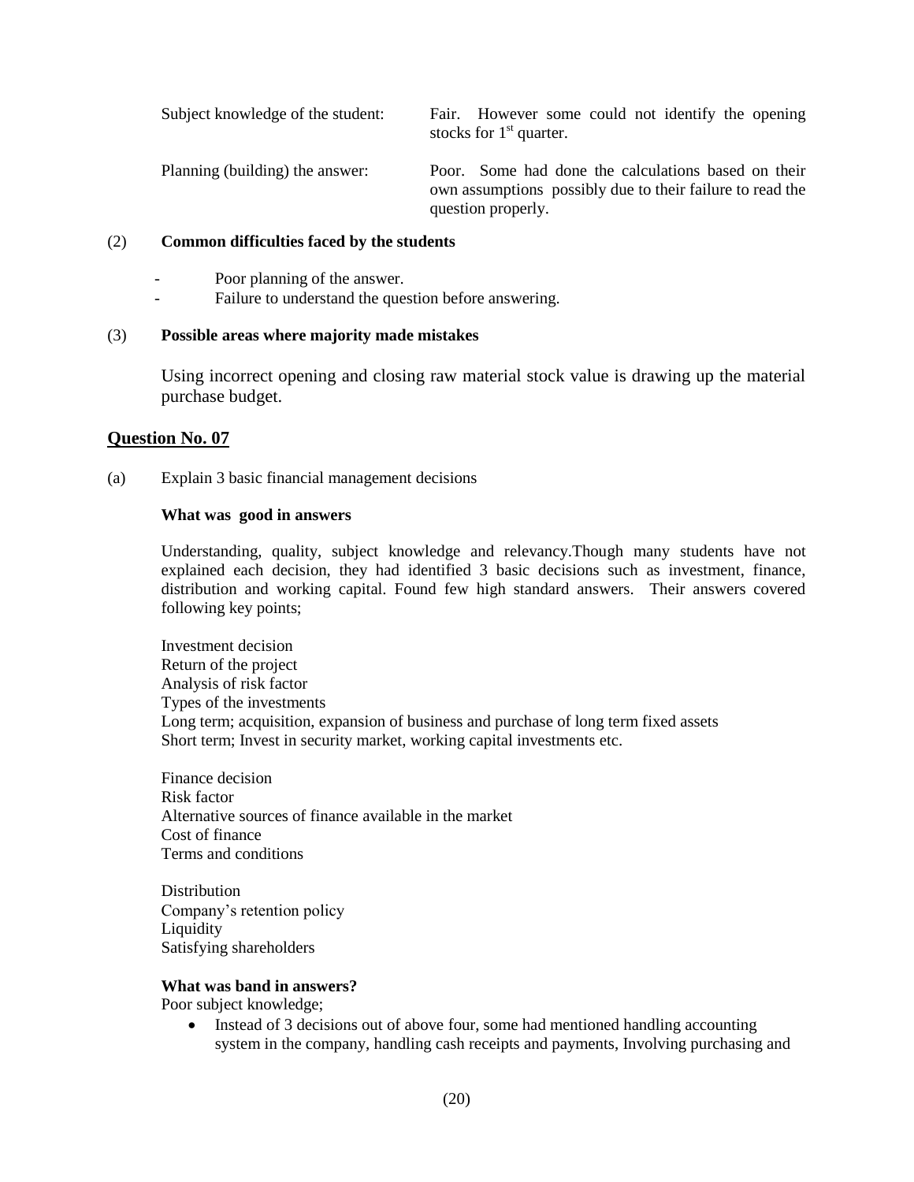| | |
|---|---|
| Subject knowledge of the student: | Fair. However some could not identify the opening stocks for 1st quarter. |
| Planning (building) the answer: | Poor. Some had done the calculations based on their own assumptions possibly due to their failure to read the question properly. |

(2) **Common difficulties faced by the students**

- Poor planning of the answer.
- Failure to understand the question before answering.

(3) **Possible areas where majority made mistakes**

Using incorrect opening and closing raw material stock value is drawing up the material purchase budget.

## Question No. 07

(a) Explain 3 basic financial management decisions

**What was good in answers**

Understanding, quality, subject knowledge and relevancy.Though many students have not explained each decision, they had identified 3 basic decisions such as investment, finance, distribution and working capital. Found few high standard answers. Their answers covered following key points;

Investment decision
Return of the project
Analysis of risk factor
Types of the investments
Long term; acquisition, expansion of business and purchase of long term fixed assets
Short term; Invest in security market, working capital investments etc.

Finance decision
Risk factor
Alternative sources of finance available in the market
Cost of finance
Terms and conditions

Distribution
Company's retention policy
Liquidity
Satisfying shareholders

**What was band in answers?**
Poor subject knowledge;

- Instead of 3 decisions out of above four, some had mentioned handling accounting system in the company, handling cash receipts and payments, Involving purchasing and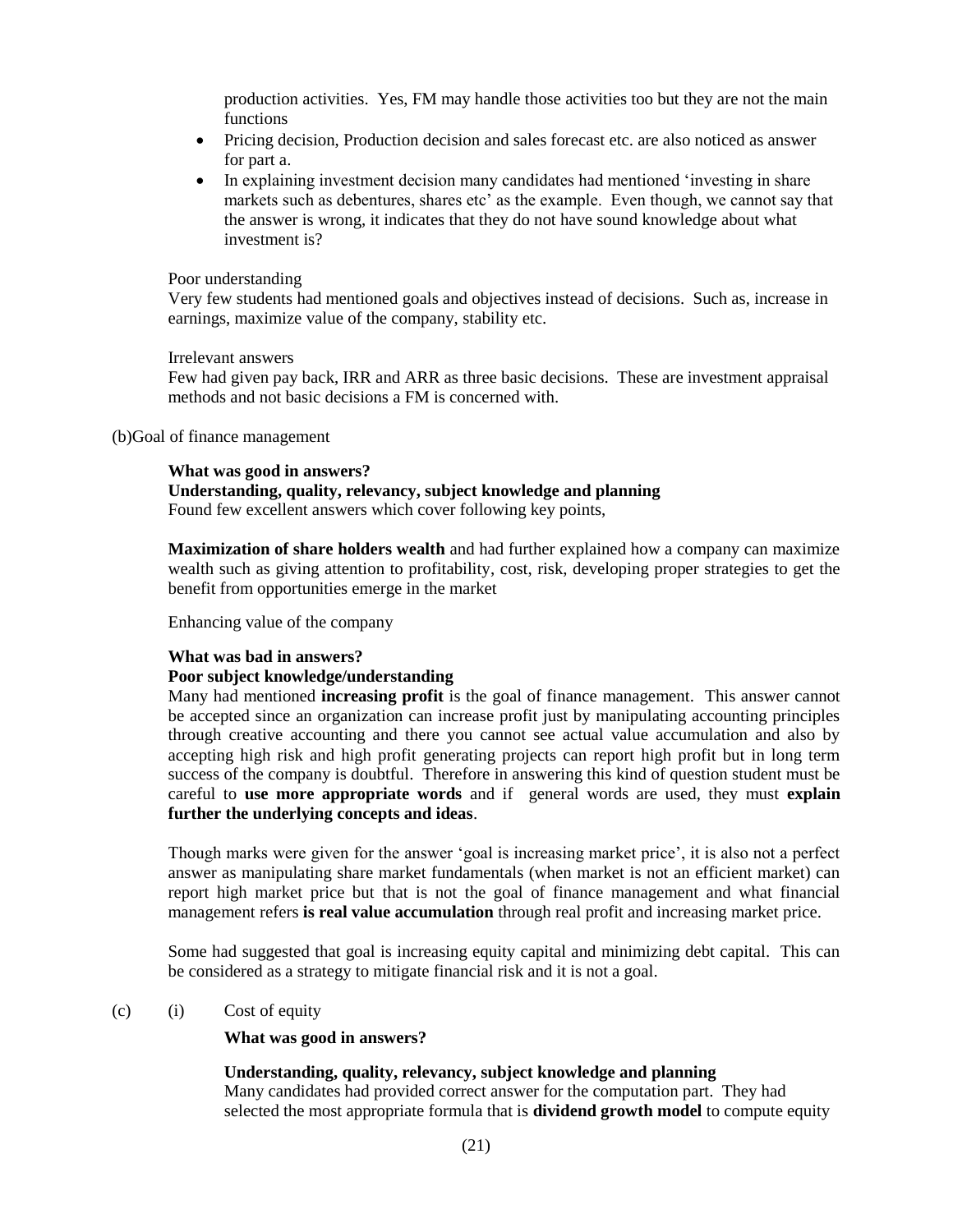production activities. Yes, FM may handle those activities too but they are not the main functions

- Pricing decision, Production decision and sales forecast etc. are also noticed as answer for part a.
- In explaining investment decision many candidates had mentioned 'investing in share markets such as debentures, shares etc' as the example. Even though, we cannot say that the answer is wrong, it indicates that they do not have sound knowledge about what investment is?

Poor understanding

Very few students had mentioned goals and objectives instead of decisions. Such as, increase in earnings, maximize value of the company, stability etc.

Irrelevant answers

Few had given pay back, IRR and ARR as three basic decisions. These are investment appraisal methods and not basic decisions a FM is concerned with.

(b)Goal of finance management

**What was good in answers?**

**Understanding, quality, relevancy, subject knowledge and planning**

Found few excellent answers which cover following key points,

**Maximization of share holders wealth** and had further explained how a company can maximize wealth such as giving attention to profitability, cost, risk, developing proper strategies to get the benefit from opportunities emerge in the market

Enhancing value of the company

**What was bad in answers?**

**Poor subject knowledge/understanding**

Many had mentioned **increasing profit** is the goal of finance management. This answer cannot be accepted since an organization can increase profit just by manipulating accounting principles through creative accounting and there you cannot see actual value accumulation and also by accepting high risk and high profit generating projects can report high profit but in long term success of the company is doubtful. Therefore in answering this kind of question student must be careful to **use more appropriate words** and if general words are used, they must **explain further the underlying concepts and ideas**.

Though marks were given for the answer 'goal is increasing market price', it is also not a perfect answer as manipulating share market fundamentals (when market is not an efficient market) can report high market price but that is not the goal of finance management and what financial management refers **is real value accumulation** through real profit and increasing market price.

Some had suggested that goal is increasing equity capital and minimizing debt capital. This can be considered as a strategy to mitigate financial risk and it is not a goal.

(c) (i) Cost of equity

**What was good in answers?**

**Understanding, quality, relevancy, subject knowledge and planning**

Many candidates had provided correct answer for the computation part. They had selected the most appropriate formula that is **dividend growth model** to compute equity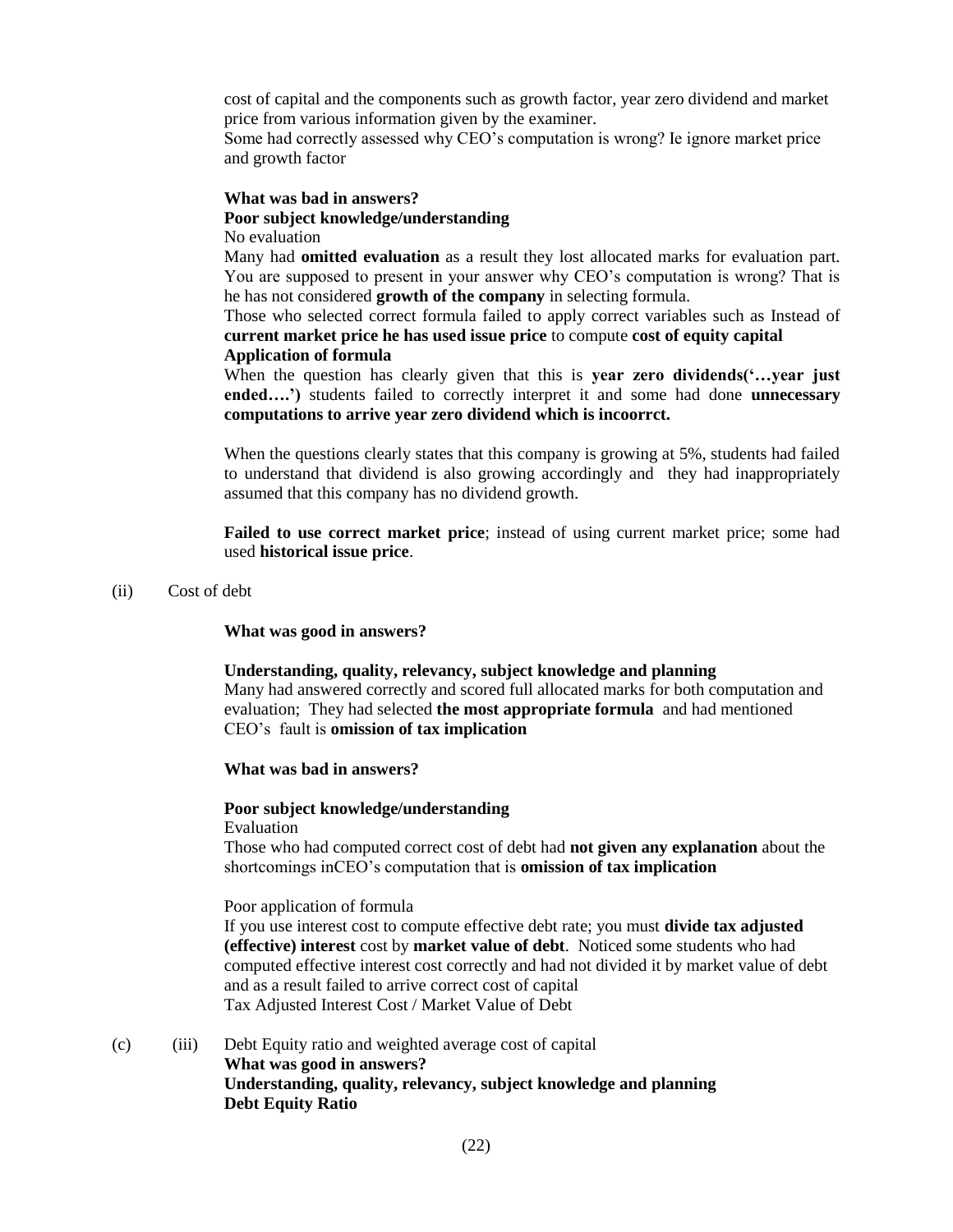cost of capital and the components such as growth factor, year zero dividend and market price from various information given by the examiner.
Some had correctly assessed why CEO's computation is wrong? Ie ignore market price and growth factor

**What was bad in answers?**
**Poor subject knowledge/understanding**
No evaluation
Many had **omitted evaluation** as a result they lost allocated marks for evaluation part. You are supposed to present in your answer why CEO's computation is wrong? That is he has not considered **growth of the company** in selecting formula.
Those who selected correct formula failed to apply correct variables such as Instead of **current market price he has used issue price** to compute **cost of equity capital**
**Application of formula**
When the question has clearly given that this is **year zero dividends('…year just ended….')** students failed to correctly interpret it and some had done **unnecessary computations to arrive year zero dividend which is incoorrct.**

When the questions clearly states that this company is growing at 5%, students had failed to understand that dividend is also growing accordingly and they had inappropriately assumed that this company has no dividend growth.

**Failed to use correct market price**; instead of using current market price; some had used **historical issue price**.

(ii) Cost of debt

**What was good in answers?**

**Understanding, quality, relevancy, subject knowledge and planning**
Many had answered correctly and scored full allocated marks for both computation and evaluation; They had selected **the most appropriate formula** and had mentioned CEO's fault is **omission of tax implication**

**What was bad in answers?**

**Poor subject knowledge/understanding**
Evaluation
Those who had computed correct cost of debt had **not given any explanation** about the shortcomings inCEO's computation that is **omission of tax implication**

Poor application of formula
If you use interest cost to compute effective debt rate; you must **divide tax adjusted (effective) interest** cost by **market value of debt**. Noticed some students who had computed effective interest cost correctly and had not divided it by market value of debt and as a result failed to arrive correct cost of capital
Tax Adjusted Interest Cost / Market Value of Debt

(c) (iii) Debt Equity ratio and weighted average cost of capital
**What was good in answers?**
**Understanding, quality, relevancy, subject knowledge and planning**
**Debt Equity Ratio**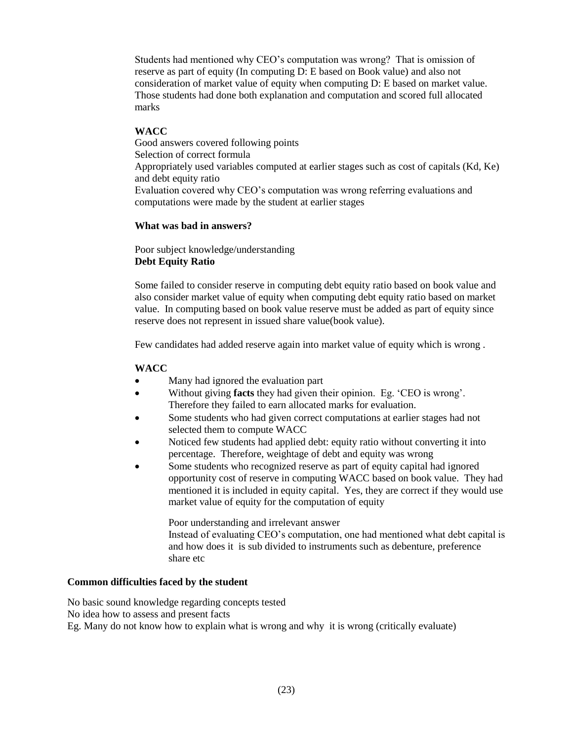Students had mentioned why CEO's computation was wrong? That is omission of reserve as part of equity (In computing D: E based on Book value) and also not consideration of market value of equity when computing D: E based on market value. Those students had done both explanation and computation and scored full allocated marks

**WACC**

Good answers covered following points

Selection of correct formula

Appropriately used variables computed at earlier stages such as cost of capitals (Kd, Ke) and debt equity ratio

Evaluation covered why CEO's computation was wrong referring evaluations and computations were made by the student at earlier stages

**What was bad in answers?**

Poor subject knowledge/understanding

**Debt Equity Ratio**

Some failed to consider reserve in computing debt equity ratio based on book value and also consider market value of equity when computing debt equity ratio based on market value. In computing based on book value reserve must be added as part of equity since reserve does not represent in issued share value(book value).

Few candidates had added reserve again into market value of equity which is wrong .

**WACC**

- Many had ignored the evaluation part
- Without giving **facts** they had given their opinion. Eg. 'CEO is wrong'. Therefore they failed to earn allocated marks for evaluation.
- Some students who had given correct computations at earlier stages had not selected them to compute WACC
- Noticed few students had applied debt: equity ratio without converting it into percentage. Therefore, weightage of debt and equity was wrong
- Some students who recognized reserve as part of equity capital had ignored opportunity cost of reserve in computing WACC based on book value. They had mentioned it is included in equity capital. Yes, they are correct if they would use market value of equity for the computation of equity

  Poor understanding and irrelevant answer

  Instead of evaluating CEO's computation, one had mentioned what debt capital is and how does it is sub divided to instruments such as debenture, preference share etc

**Common difficulties faced by the student**

No basic sound knowledge regarding concepts tested

No idea how to assess and present facts

Eg. Many do not know how to explain what is wrong and why it is wrong (critically evaluate)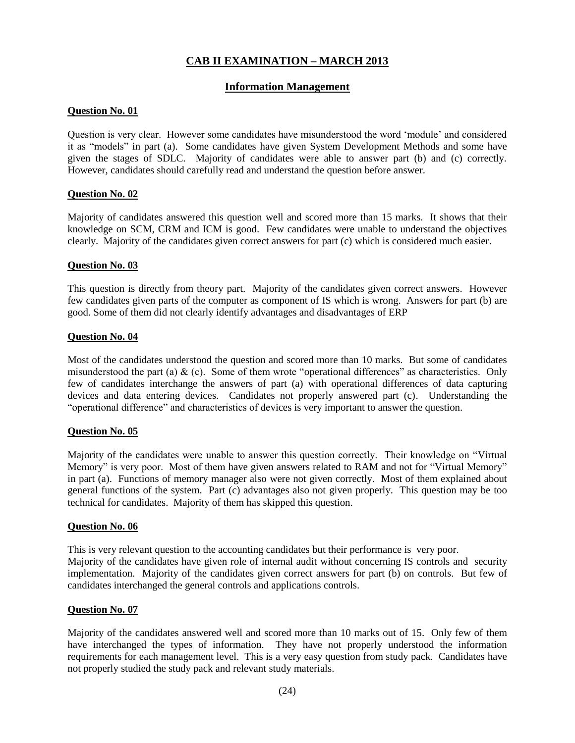# CAB II EXAMINATION – MARCH 2013

## Information Management

### Question No. 01

Question is very clear. However some candidates have misunderstood the word 'module' and considered it as "models" in part (a). Some candidates have given System Development Methods and some have given the stages of SDLC. Majority of candidates were able to answer part (b) and (c) correctly. However, candidates should carefully read and understand the question before answer.

### Question No. 02

Majority of candidates answered this question well and scored more than 15 marks. It shows that their knowledge on SCM, CRM and ICM is good. Few candidates were unable to understand the objectives clearly. Majority of the candidates given correct answers for part (c) which is considered much easier.

### Question No. 03

This question is directly from theory part. Majority of the candidates given correct answers. However few candidates given parts of the computer as component of IS which is wrong. Answers for part (b) are good. Some of them did not clearly identify advantages and disadvantages of ERP

### Question No. 04

Most of the candidates understood the question and scored more than 10 marks. But some of candidates misunderstood the part (a) & (c). Some of them wrote "operational differences" as characteristics. Only few of candidates interchange the answers of part (a) with operational differences of data capturing devices and data entering devices. Candidates not properly answered part (c). Understanding the "operational difference" and characteristics of devices is very important to answer the question.

### Question No. 05

Majority of the candidates were unable to answer this question correctly. Their knowledge on "Virtual Memory" is very poor. Most of them have given answers related to RAM and not for "Virtual Memory" in part (a). Functions of memory manager also were not given correctly. Most of them explained about general functions of the system. Part (c) advantages also not given properly. This question may be too technical for candidates. Majority of them has skipped this question.

### Question No. 06

This is very relevant question to the accounting candidates but their performance is very poor. Majority of the candidates have given role of internal audit without concerning IS controls and security implementation. Majority of the candidates given correct answers for part (b) on controls. But few of candidates interchanged the general controls and applications controls.

### Question No. 07

Majority of the candidates answered well and scored more than 10 marks out of 15. Only few of them have interchanged the types of information. They have not properly understood the information requirements for each management level. This is a very easy question from study pack. Candidates have not properly studied the study pack and relevant study materials.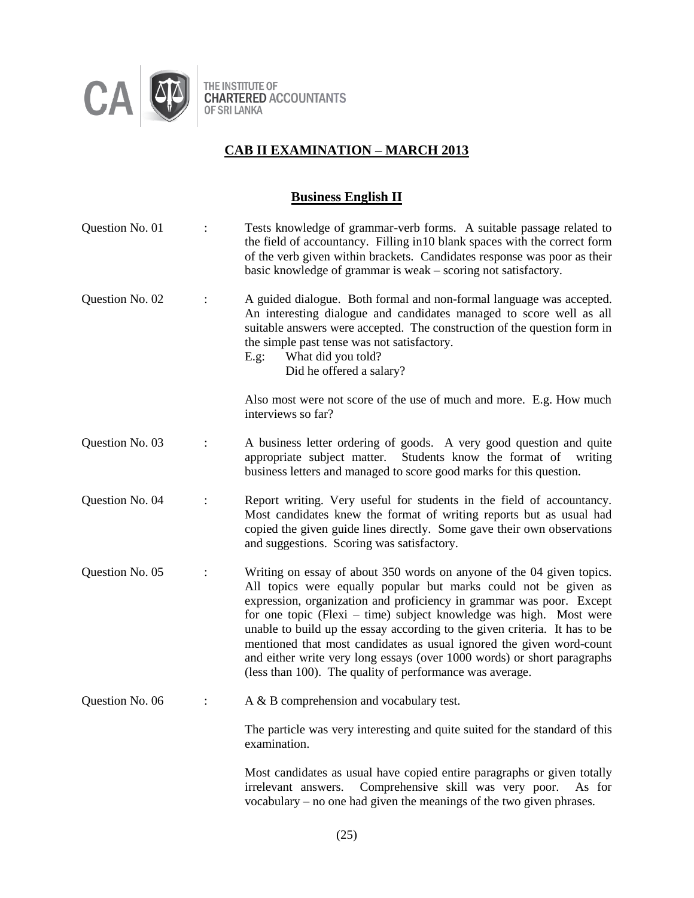THE INSTITUTE OF CHARTERED ACCOUNTANTS OF SRI LANKA

## CAB II EXAMINATION – MARCH 2013

### Business English II

| | | |
|---|---|---|
| Question No. 01 | : | Tests knowledge of grammar-verb forms. A suitable passage related to the field of accountancy. Filling in10 blank spaces with the correct form of the verb given within brackets. Candidates response was poor as their basic knowledge of grammar is weak – scoring not satisfactory. |
| Question No. 02 | : | A guided dialogue. Both formal and non-formal language was accepted. An interesting dialogue and candidates managed to score well as all suitable answers were accepted. The construction of the question form in the simple past tense was not satisfactory.<br>E.g: What did you told?<br>Did he offered a salary?<br><br>Also most were not score of the use of much and more. E.g. How much interviews so far? |
| Question No. 03 | : | A business letter ordering of goods. A very good question and quite appropriate subject matter. Students know the format of writing business letters and managed to score good marks for this question. |
| Question No. 04 | : | Report writing. Very useful for students in the field of accountancy. Most candidates knew the format of writing reports but as usual had copied the given guide lines directly. Some gave their own observations and suggestions. Scoring was satisfactory. |
| Question No. 05 | : | Writing on essay of about 350 words on anyone of the 04 given topics. All topics were equally popular but marks could not be given as expression, organization and proficiency in grammar was poor. Except for one topic (Flexi – time) subject knowledge was high. Most were unable to build up the essay according to the given criteria. It has to be mentioned that most candidates as usual ignored the given word-count and either write very long essays (over 1000 words) or short paragraphs (less than 100). The quality of performance was average. |
| Question No. 06 | : | A & B comprehension and vocabulary test.<br><br>The particle was very interesting and quite suited for the standard of this examination.<br><br>Most candidates as usual have copied entire paragraphs or given totally irrelevant answers. Comprehensive skill was very poor. As for vocabulary – no one had given the meanings of the two given phrases. |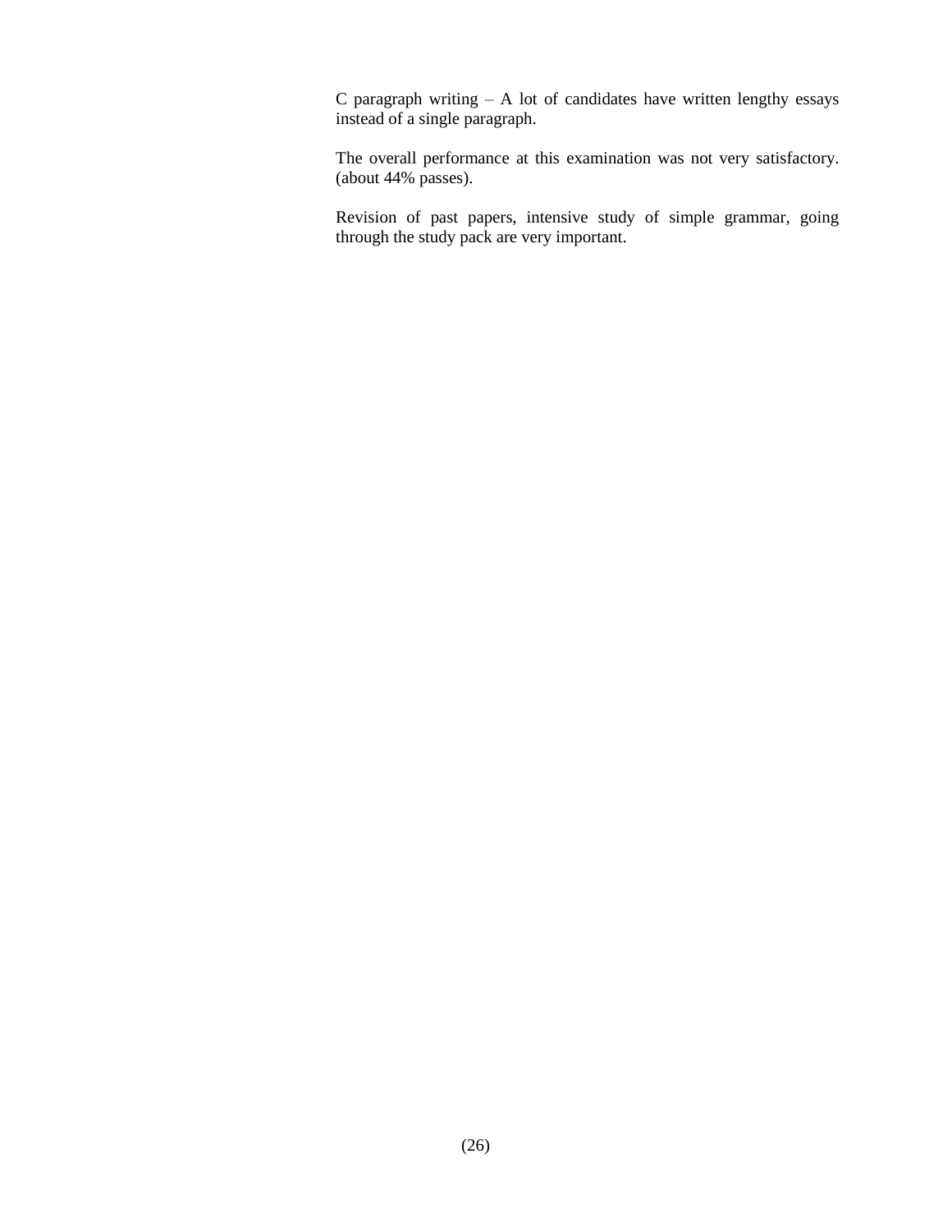C paragraph writing – A lot of candidates have written lengthy essays instead of a single paragraph.

The overall performance at this examination was not very satisfactory. (about 44% passes).

Revision of past papers, intensive study of simple grammar, going through the study pack are very important.